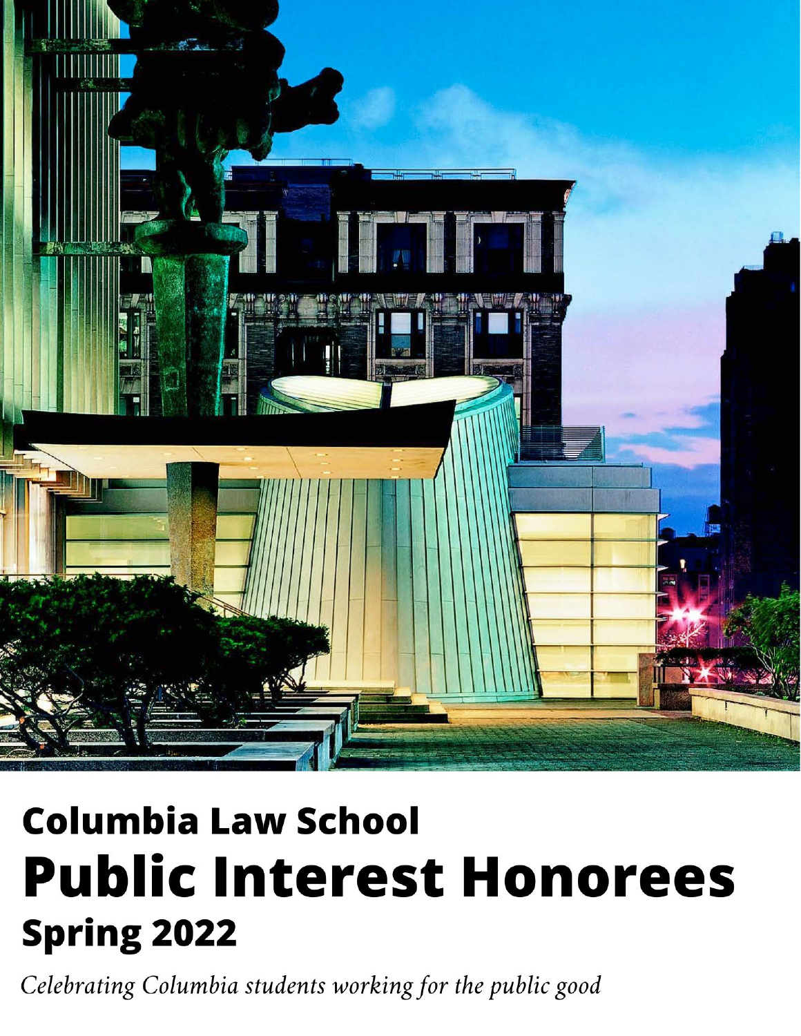# Columbia Law School

# Public Interest Honorees

## Spring 2022

*Celebrating Columbia students working for the public good*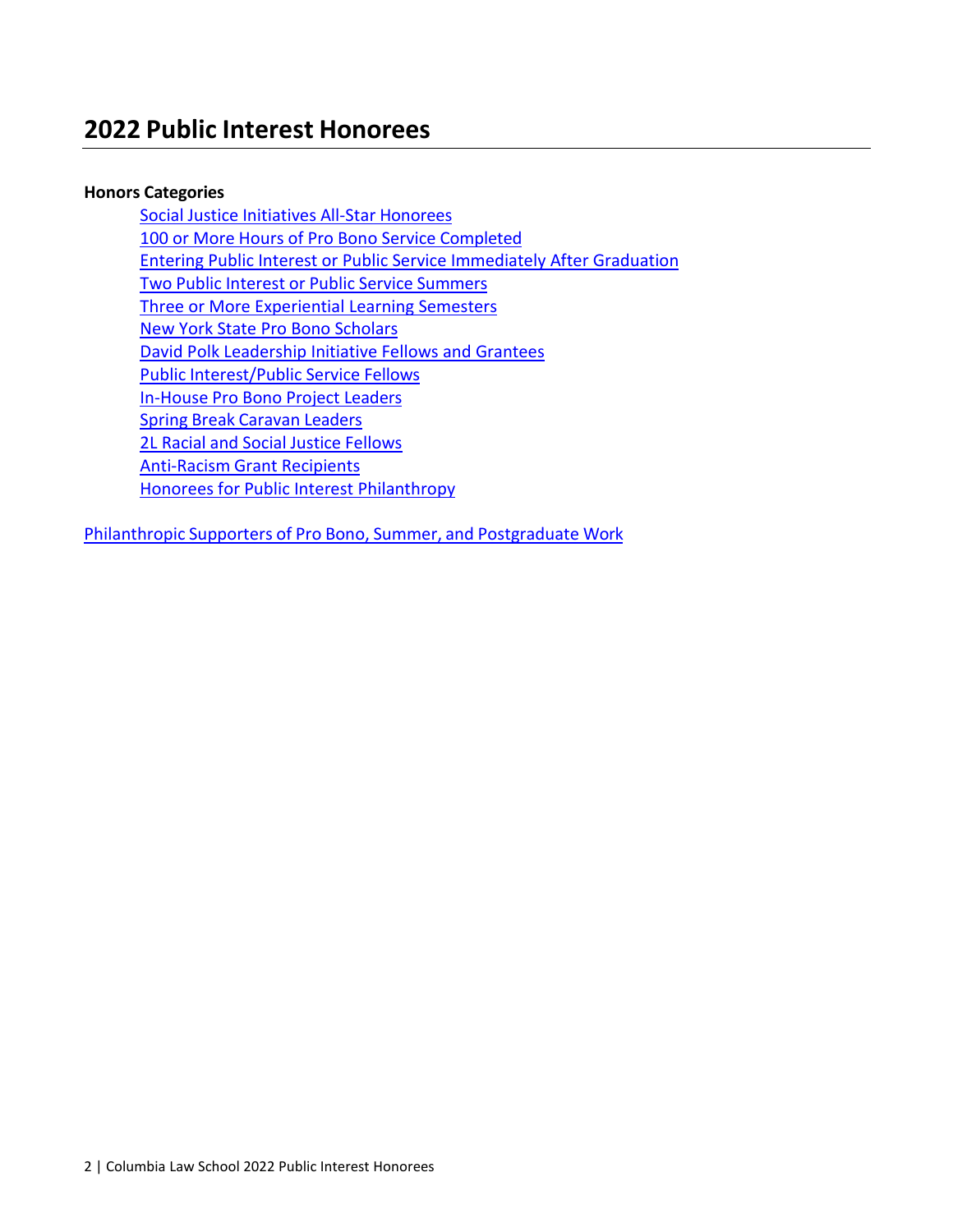# 2022 Public Interest Honorees

**Honors Categories**

- Social Justice Initiatives All-Star Honorees
- 100 or More Hours of Pro Bono Service Completed
- Entering Public Interest or Public Service Immediately After Graduation
- Two Public Interest or Public Service Summers
- Three or More Experiential Learning Semesters
- New York State Pro Bono Scholars
- David Polk Leadership Initiative Fellows and Grantees
- Public Interest/Public Service Fellows
- In-House Pro Bono Project Leaders
- Spring Break Caravan Leaders
- 2L Racial and Social Justice Fellows
- Anti-Racism Grant Recipients
- Honorees for Public Interest Philanthropy

Philanthropic Supporters of Pro Bono, Summer, and Postgraduate Work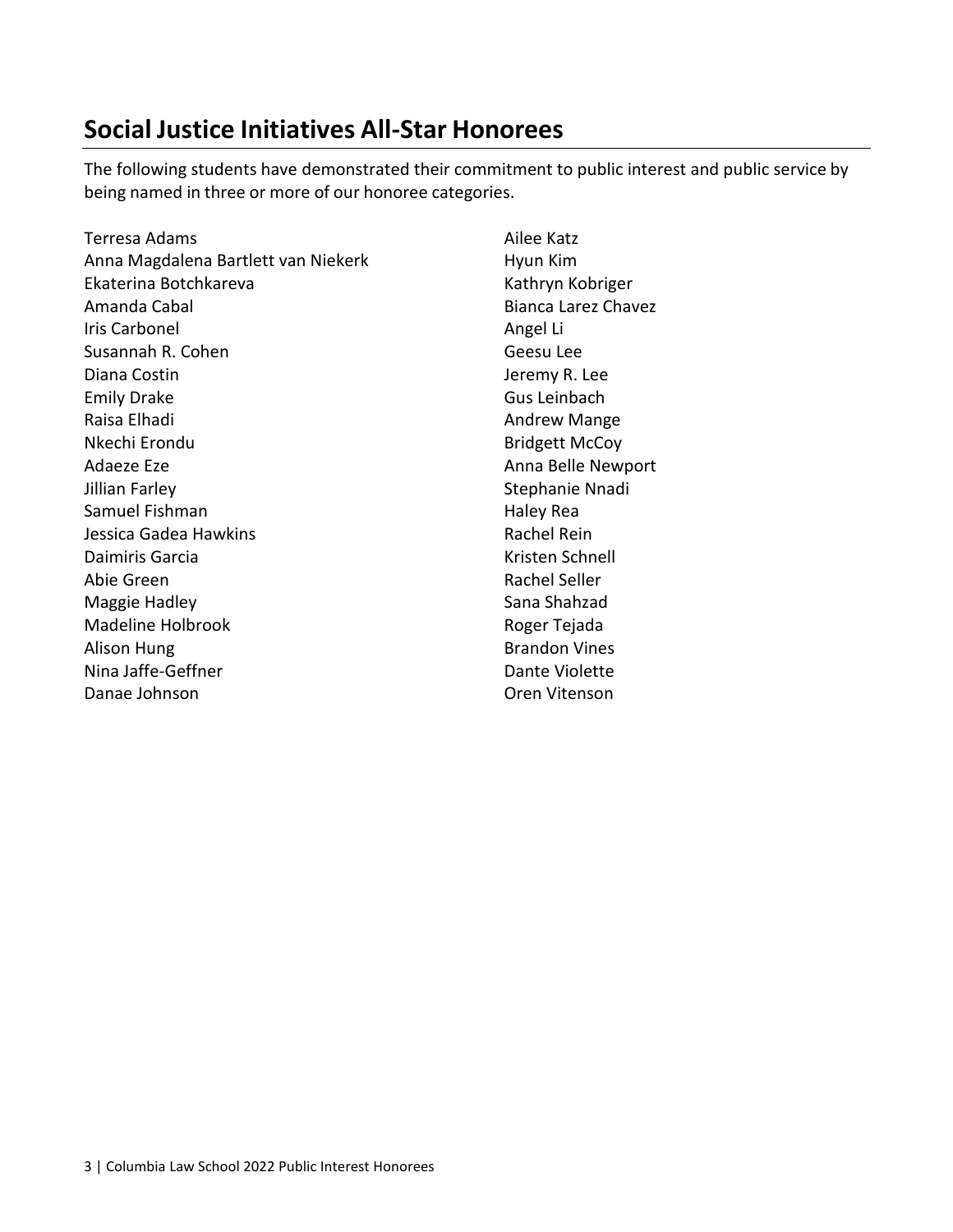## Social Justice Initiatives All-Star Honorees

The following students have demonstrated their commitment to public interest and public service by being named in three or more of our honoree categories.

Terresa Adams
Anna Magdalena Bartlett van Niekerk
Ekaterina Botchkareva
Amanda Cabal
Iris Carbonel
Susannah R. Cohen
Diana Costin
Emily Drake
Raisa Elhadi
Nkechi Erondu
Adaeze Eze
Jillian Farley
Samuel Fishman
Jessica Gadea Hawkins
Daimiris Garcia
Abie Green
Maggie Hadley
Madeline Holbrook
Alison Hung
Nina Jaffe-Geffner
Danae Johnson
Ailee Katz
Hyun Kim
Kathryn Kobriger
Bianca Larez Chavez
Angel Li
Geesu Lee
Jeremy R. Lee
Gus Leinbach
Andrew Mange
Bridgett McCoy
Anna Belle Newport
Stephanie Nnadi
Haley Rea
Rachel Rein
Kristen Schnell
Rachel Seller
Sana Shahzad
Roger Tejada
Brandon Vines
Dante Violette
Oren Vitenson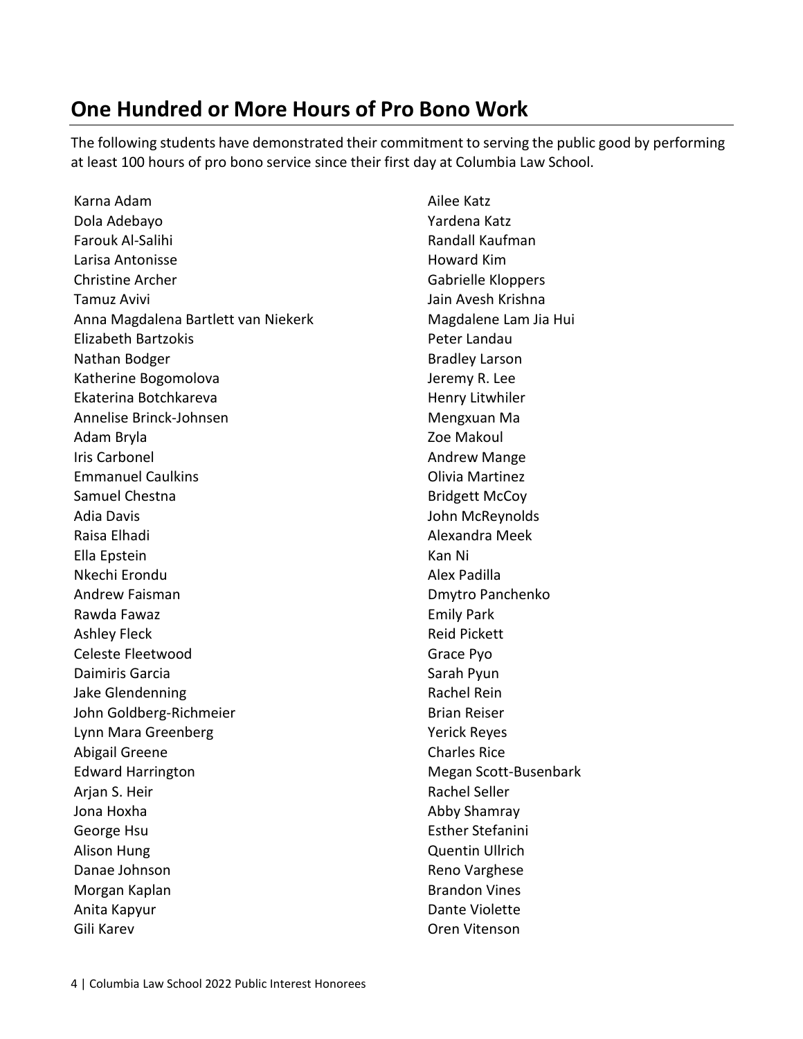## One Hundred or More Hours of Pro Bono Work

The following students have demonstrated their commitment to serving the public good by performing at least 100 hours of pro bono service since their first day at Columbia Law School.

Karna Adam
Dola Adebayo
Farouk Al-Salihi
Larisa Antonisse
Christine Archer
Tamuz Avivi
Anna Magdalena Bartlett van Niekerk
Elizabeth Bartzokis
Nathan Bodger
Katherine Bogomolova
Ekaterina Botchkareva
Annelise Brinck-Johnsen
Adam Bryla
Iris Carbonel
Emmanuel Caulkins
Samuel Chestna
Adia Davis
Raisa Elhadi
Ella Epstein
Nkechi Erondu
Andrew Faisman
Rawda Fawaz
Ashley Fleck
Celeste Fleetwood
Daimiris Garcia
Jake Glendenning
John Goldberg-Richmeier
Lynn Mara Greenberg
Abigail Greene
Edward Harrington
Arjan S. Heir
Jona Hoxha
George Hsu
Alison Hung
Danae Johnson
Morgan Kaplan
Anita Kapyur
Gili Karev
Ailee Katz
Yardena Katz
Randall Kaufman
Howard Kim
Gabrielle Kloppers
Jain Avesh Krishna
Magdalene Lam Jia Hui
Peter Landau
Bradley Larson
Jeremy R. Lee
Henry Litwhiler
Mengxuan Ma
Zoe Makoul
Andrew Mange
Olivia Martinez
Bridgett McCoy
John McReynolds
Alexandra Meek
Kan Ni
Alex Padilla
Dmytro Panchenko
Emily Park
Reid Pickett
Grace Pyo
Sarah Pyun
Rachel Rein
Brian Reiser
Yerick Reyes
Charles Rice
Megan Scott-Busenbark
Rachel Seller
Abby Shamray
Esther Stefanini
Quentin Ullrich
Reno Varghese
Brandon Vines
Dante Violette
Oren Vitenson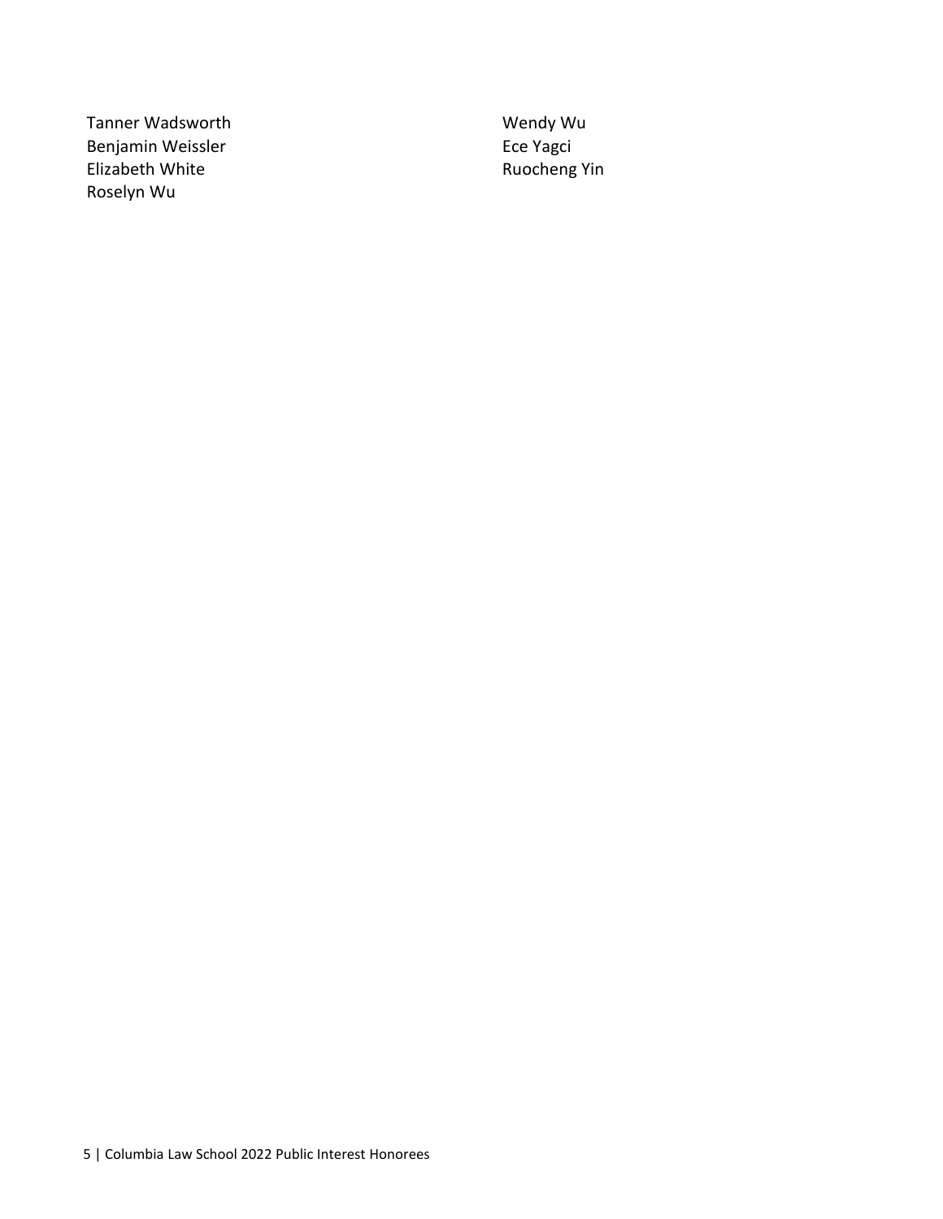Tanner Wadsworth
Benjamin Weissler
Elizabeth White
Roselyn Wu
Wendy Wu
Ece Yagci
Ruocheng Yin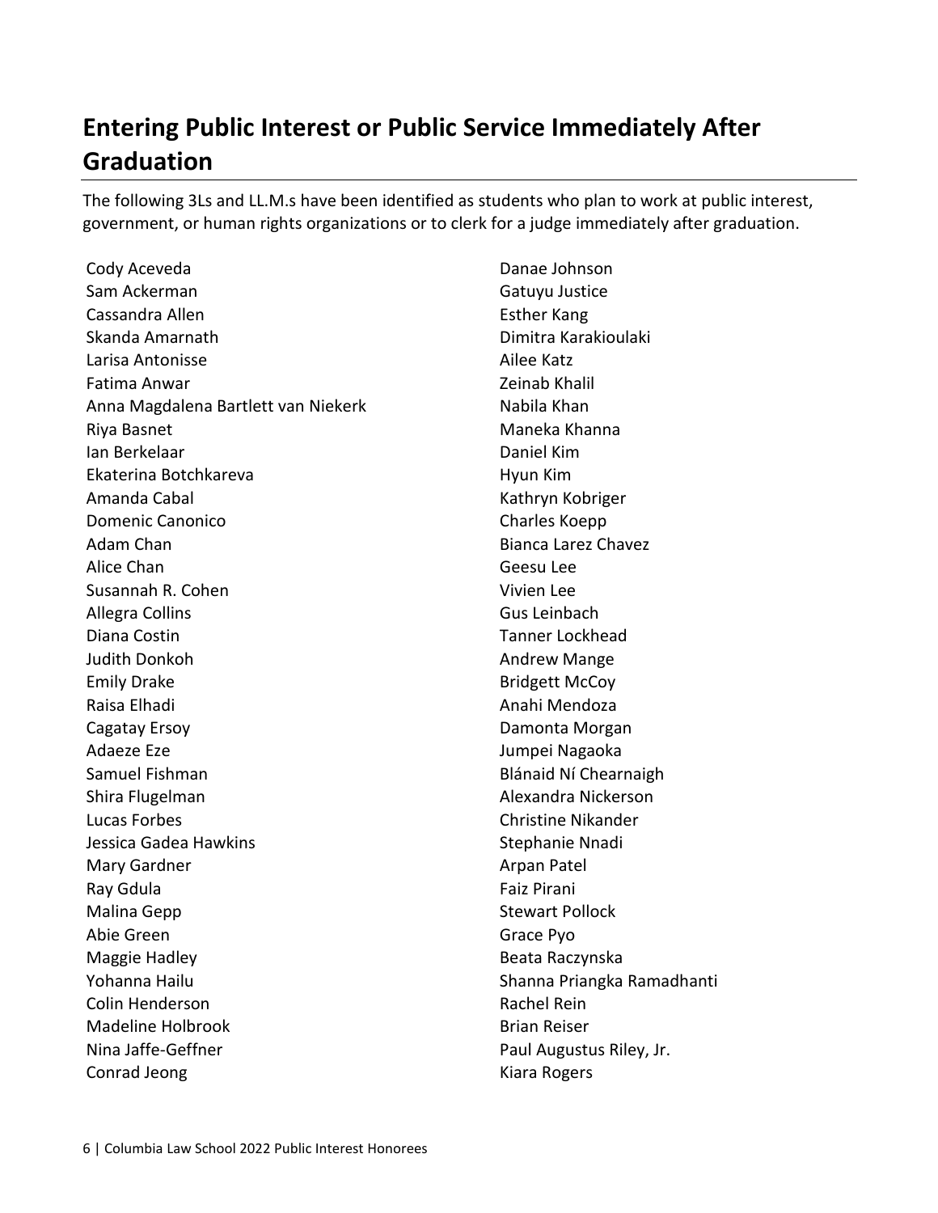## Entering Public Interest or Public Service Immediately After Graduation

The following 3Ls and LL.M.s have been identified as students who plan to work at public interest, government, or human rights organizations or to clerk for a judge immediately after graduation.

Cody Aceveda
Sam Ackerman
Cassandra Allen
Skanda Amarnath
Larisa Antonisse
Fatima Anwar
Anna Magdalena Bartlett van Niekerk
Riya Basnet
Ian Berkelaar
Ekaterina Botchkareva
Amanda Cabal
Domenic Canonico
Adam Chan
Alice Chan
Susannah R. Cohen
Allegra Collins
Diana Costin
Judith Donkoh
Emily Drake
Raisa Elhadi
Cagatay Ersoy
Adaeze Eze
Samuel Fishman
Shira Flugelman
Lucas Forbes
Jessica Gadea Hawkins
Mary Gardner
Ray Gdula
Malina Gepp
Abie Green
Maggie Hadley
Yohanna Hailu
Colin Henderson
Madeline Holbrook
Nina Jaffe-Geffner
Conrad Jeong
Danae Johnson
Gatuyu Justice
Esther Kang
Dimitra Karakioulaki
Ailee Katz
Zeinab Khalil
Nabila Khan
Maneka Khanna
Daniel Kim
Hyun Kim
Kathryn Kobriger
Charles Koepp
Bianca Larez Chavez
Geesu Lee
Vivien Lee
Gus Leinbach
Tanner Lockhead
Andrew Mange
Bridgett McCoy
Anahi Mendoza
Damonta Morgan
Jumpei Nagaoka
Blánaid Ní Chearnaigh
Alexandra Nickerson
Christine Nikander
Stephanie Nnadi
Arpan Patel
Faiz Pirani
Stewart Pollock
Grace Pyo
Beata Raczynska
Shanna Priangka Ramadhanti
Rachel Rein
Brian Reiser
Paul Augustus Riley, Jr.
Kiara Rogers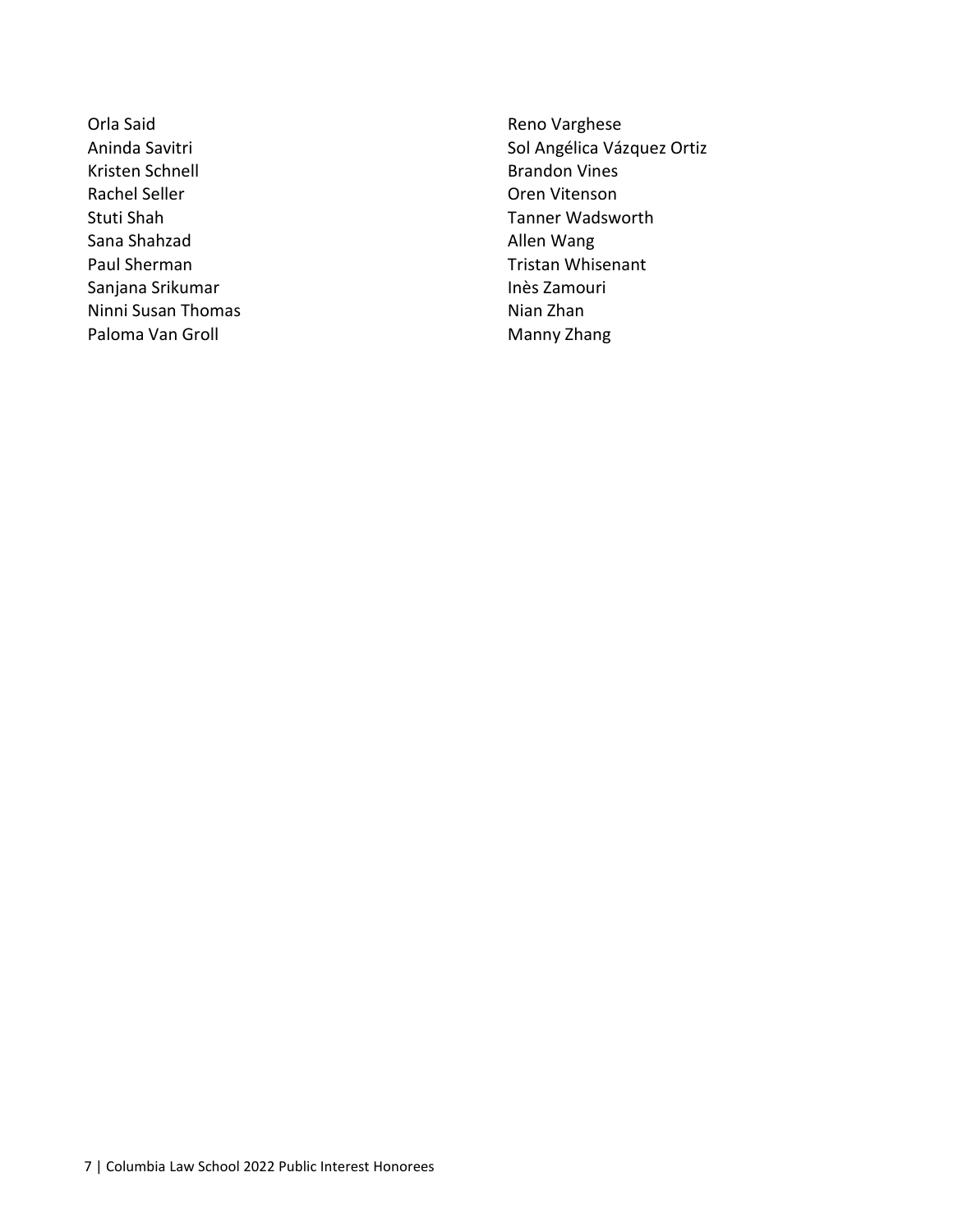Orla Said
Aninda Savitri
Kristen Schnell
Rachel Seller
Stuti Shah
Sana Shahzad
Paul Sherman
Sanjana Srikumar
Ninni Susan Thomas
Paloma Van Groll
Reno Varghese
Sol Angélica Vázquez Ortiz
Brandon Vines
Oren Vitenson
Tanner Wadsworth
Allen Wang
Tristan Whisenant
Inès Zamouri
Nian Zhan
Manny Zhang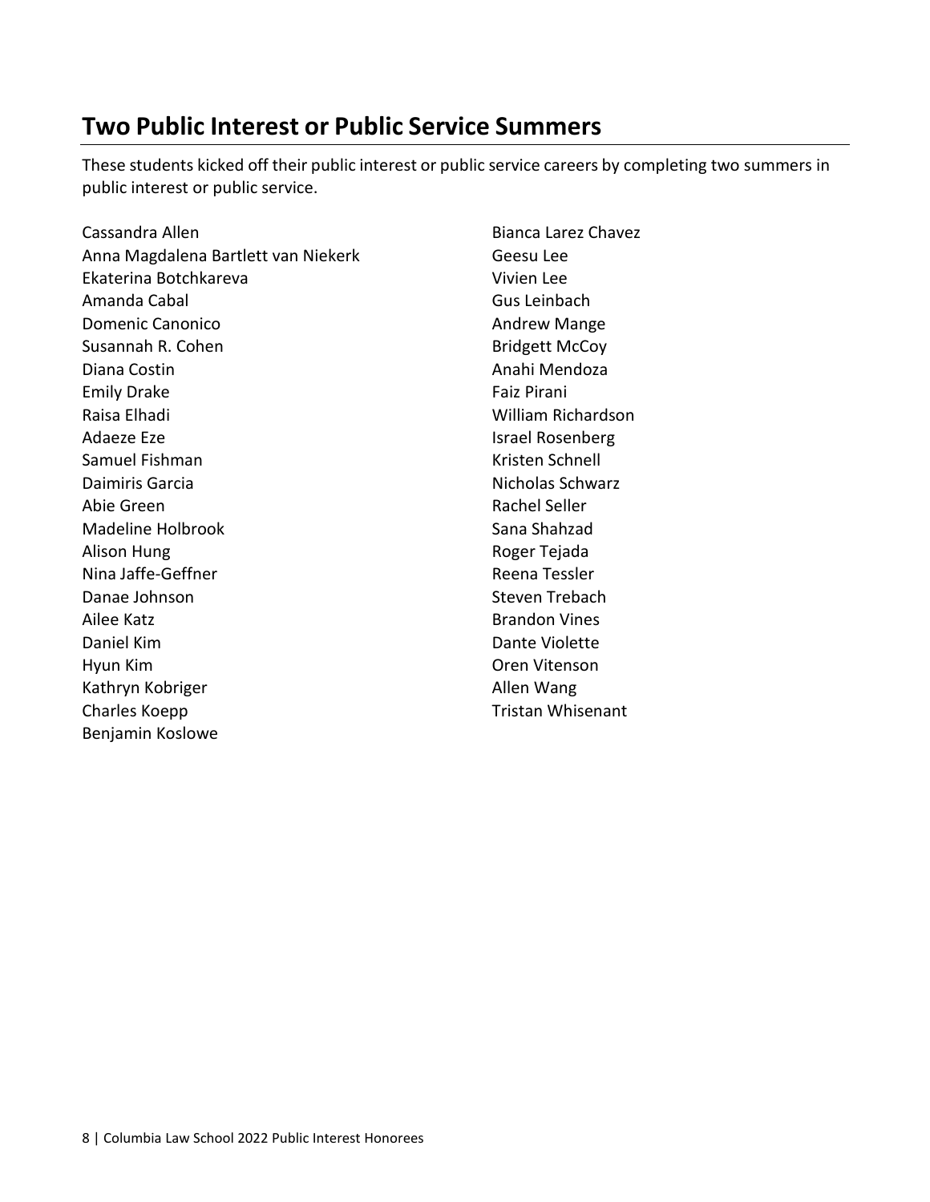## Two Public Interest or Public Service Summers

These students kicked off their public interest or public service careers by completing two summers in public interest or public service.

Cassandra Allen
Anna Magdalena Bartlett van Niekerk
Ekaterina Botchkareva
Amanda Cabal
Domenic Canonico
Susannah R. Cohen
Diana Costin
Emily Drake
Raisa Elhadi
Adaeze Eze
Samuel Fishman
Daimiris Garcia
Abie Green
Madeline Holbrook
Alison Hung
Nina Jaffe-Geffner
Danae Johnson
Ailee Katz
Daniel Kim
Hyun Kim
Kathryn Kobriger
Charles Koepp
Benjamin Koslowe
Bianca Larez Chavez
Geesu Lee
Vivien Lee
Gus Leinbach
Andrew Mange
Bridgett McCoy
Anahi Mendoza
Faiz Pirani
William Richardson
Israel Rosenberg
Kristen Schnell
Nicholas Schwarz
Rachel Seller
Sana Shahzad
Roger Tejada
Reena Tessler
Steven Trebach
Brandon Vines
Dante Violette
Oren Vitenson
Allen Wang
Tristan Whisenant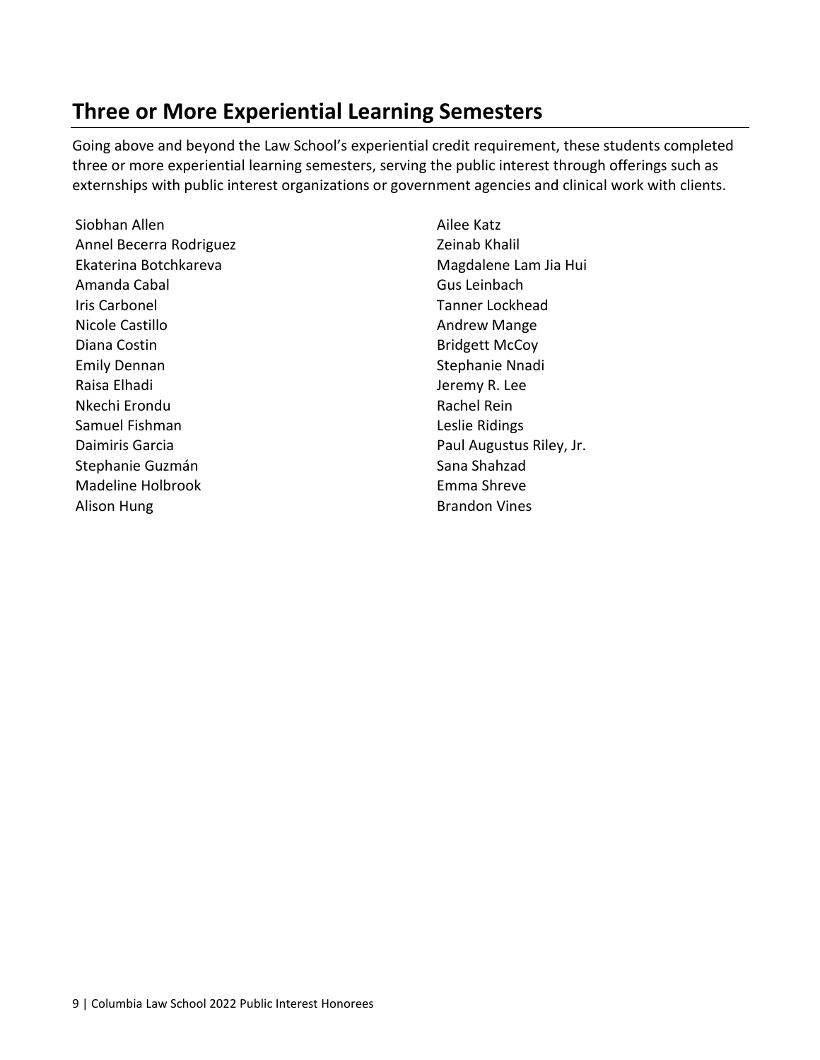## Three or More Experiential Learning Semesters

Going above and beyond the Law School's experiential credit requirement, these students completed three or more experiential learning semesters, serving the public interest through offerings such as externships with public interest organizations or government agencies and clinical work with clients.

Siobhan Allen
Annel Becerra Rodriguez
Ekaterina Botchkareva
Amanda Cabal
Iris Carbonel
Nicole Castillo
Diana Costin
Emily Dennan
Raisa Elhadi
Nkechi Erondu
Samuel Fishman
Daimiris Garcia
Stephanie Guzmán
Madeline Holbrook
Alison Hung
Ailee Katz
Zeinab Khalil
Magdalene Lam Jia Hui
Gus Leinbach
Tanner Lockhead
Andrew Mange
Bridgett McCoy
Stephanie Nnadi
Jeremy R. Lee
Rachel Rein
Leslie Ridings
Paul Augustus Riley, Jr.
Sana Shahzad
Emma Shreve
Brandon Vines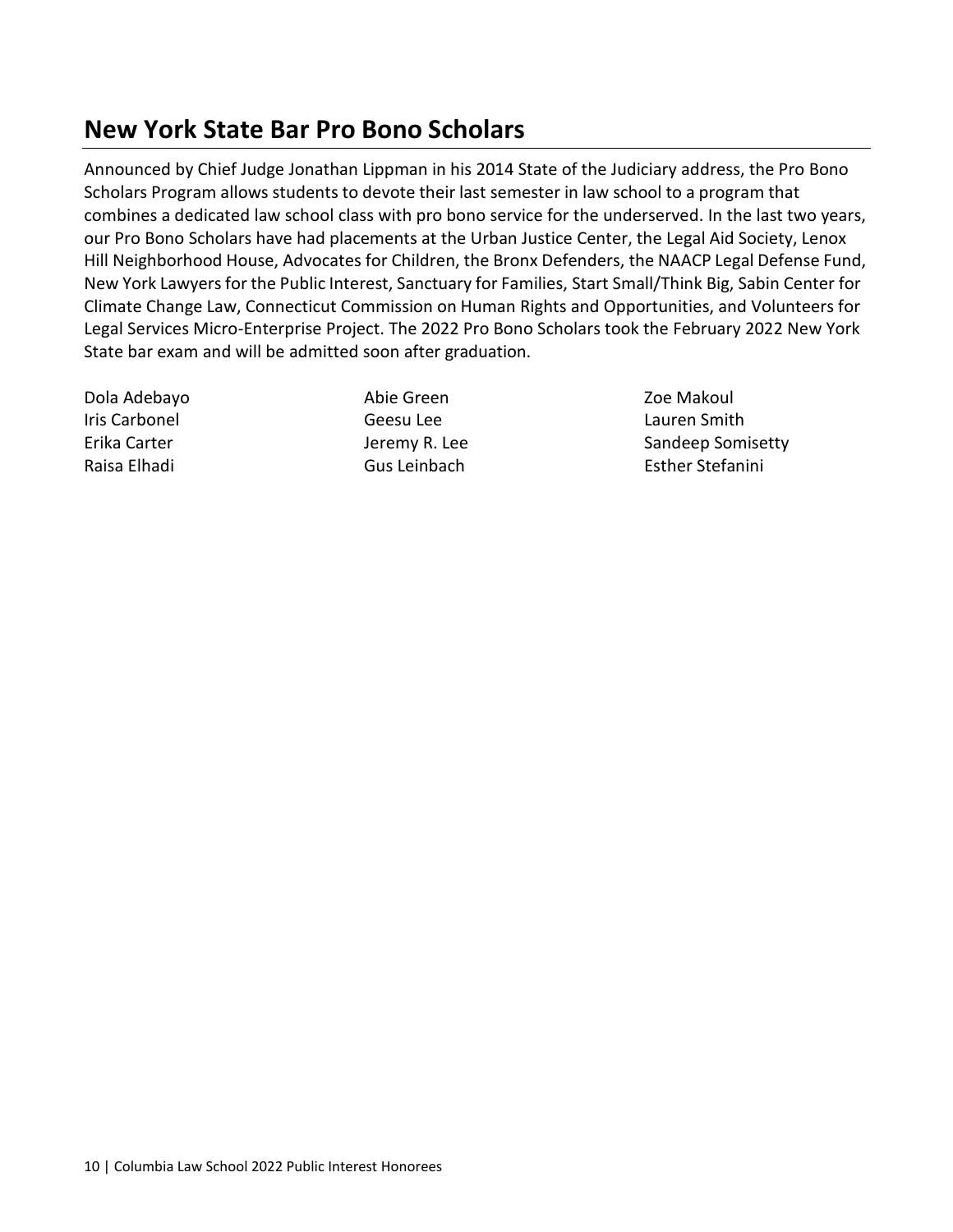## New York State Bar Pro Bono Scholars

Announced by Chief Judge Jonathan Lippman in his 2014 State of the Judiciary address, the Pro Bono Scholars Program allows students to devote their last semester in law school to a program that combines a dedicated law school class with pro bono service for the underserved. In the last two years, our Pro Bono Scholars have had placements at the Urban Justice Center, the Legal Aid Society, Lenox Hill Neighborhood House, Advocates for Children, the Bronx Defenders, the NAACP Legal Defense Fund, New York Lawyers for the Public Interest, Sanctuary for Families, Start Small/Think Big, Sabin Center for Climate Change Law, Connecticut Commission on Human Rights and Opportunities, and Volunteers for Legal Services Micro-Enterprise Project. The 2022 Pro Bono Scholars took the February 2022 New York State bar exam and will be admitted soon after graduation.

Dola Adebayo
Iris Carbonel
Erika Carter
Raisa Elhadi
Abie Green
Geesu Lee
Jeremy R. Lee
Gus Leinbach
Zoe Makoul
Lauren Smith
Sandeep Somisetty
Esther Stefanini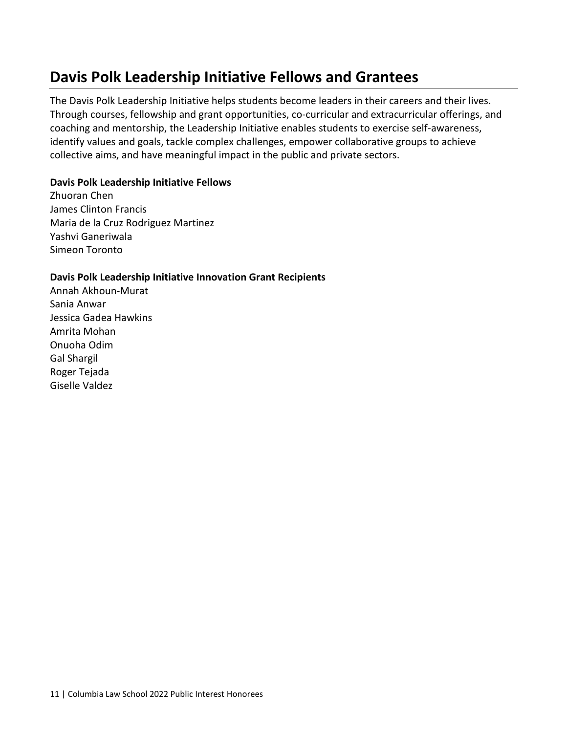## Davis Polk Leadership Initiative Fellows and Grantees

The Davis Polk Leadership Initiative helps students become leaders in their careers and their lives. Through courses, fellowship and grant opportunities, co-curricular and extracurricular offerings, and coaching and mentorship, the Leadership Initiative enables students to exercise self-awareness, identify values and goals, tackle complex challenges, empower collaborative groups to achieve collective aims, and have meaningful impact in the public and private sectors.

**Davis Polk Leadership Initiative Fellows**

Zhuoran Chen
James Clinton Francis
Maria de la Cruz Rodriguez Martinez
Yashvi Ganeriwala
Simeon Toronto

**Davis Polk Leadership Initiative Innovation Grant Recipients**

Annah Akhoun-Murat
Sania Anwar
Jessica Gadea Hawkins
Amrita Mohan
Onuoha Odim
Gal Shargil
Roger Tejada
Giselle Valdez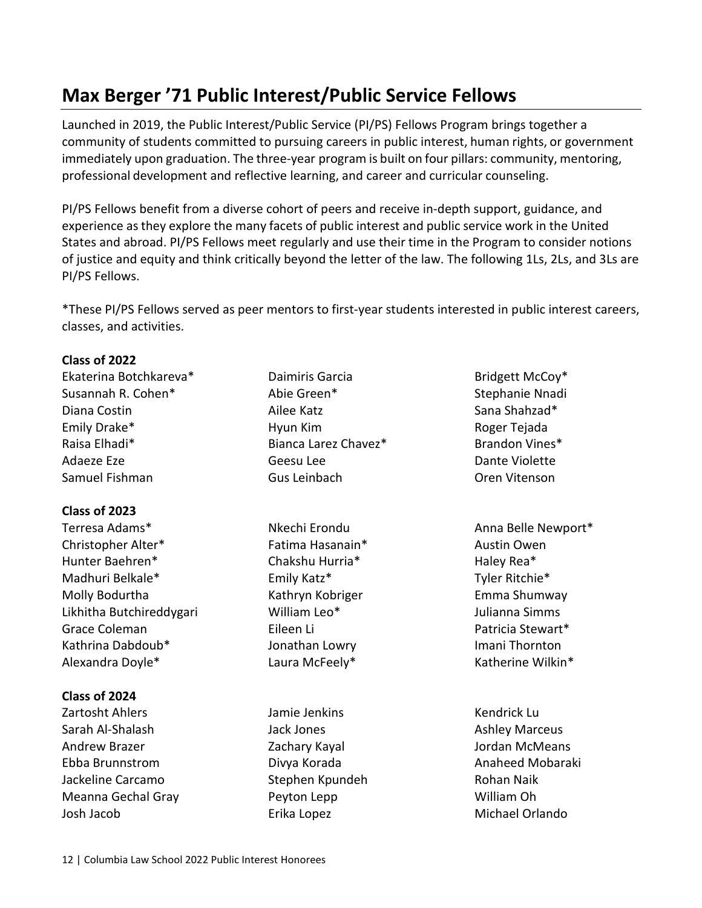## Max Berger ’71 Public Interest/Public Service Fellows

Launched in 2019, the Public Interest/Public Service (PI/PS) Fellows Program brings together a community of students committed to pursuing careers in public interest, human rights, or government immediately upon graduation. The three-year program is built on four pillars: community, mentoring, professional development and reflective learning, and career and curricular counseling.

PI/PS Fellows benefit from a diverse cohort of peers and receive in-depth support, guidance, and experience as they explore the many facets of public interest and public service work in the United States and abroad. PI/PS Fellows meet regularly and use their time in the Program to consider notions of justice and equity and think critically beyond the letter of the law. The following 1Ls, 2Ls, and 3Ls are PI/PS Fellows.

*These PI/PS Fellows served as peer mentors to first-year students interested in public interest careers, classes, and activities.

**Class of 2022**

Ekaterina Botchkareva*
Susannah R. Cohen*
Diana Costin
Emily Drake*
Raisa Elhadi*
Adaeze Eze
Samuel Fishman
Daimiris Garcia
Abie Green*
Ailee Katz
Hyun Kim
Bianca Larez Chavez*
Geesu Lee
Gus Leinbach
Bridgett McCoy*
Stephanie Nnadi
Sana Shahzad*
Roger Tejada
Brandon Vines*
Dante Violette
Oren Vitenson

**Class of 2023**

Terresa Adams*
Christopher Alter*
Hunter Baehren*
Madhuri Belkale*
Molly Bodurtha
Likhitha Butchireddygari
Grace Coleman
Kathrina Dabdoub*
Alexandra Doyle*
Nkechi Erondu
Fatima Hasanain*
Chakshu Hurria*
Emily Katz*
Kathryn Kobriger
William Leo*
Eileen Li
Jonathan Lowry
Laura McFeely*
Anna Belle Newport*
Austin Owen
Haley Rea*
Tyler Ritchie*
Emma Shumway
Julianna Simms
Patricia Stewart*
Imani Thornton
Katherine Wilkin*

**Class of 2024**

Zartosht Ahlers
Sarah Al-Shalash
Andrew Brazer
Ebba Brunnstrom
Jackeline Carcamo
Meanna Gechal Gray
Josh Jacob
Jamie Jenkins
Jack Jones
Zachary Kayal
Divya Korada
Stephen Kpundeh
Peyton Lepp
Erika Lopez
Kendrick Lu
Ashley Marceus
Jordan McMeans
Anaheed Mobaraki
Rohan Naik
William Oh
Michael Orlando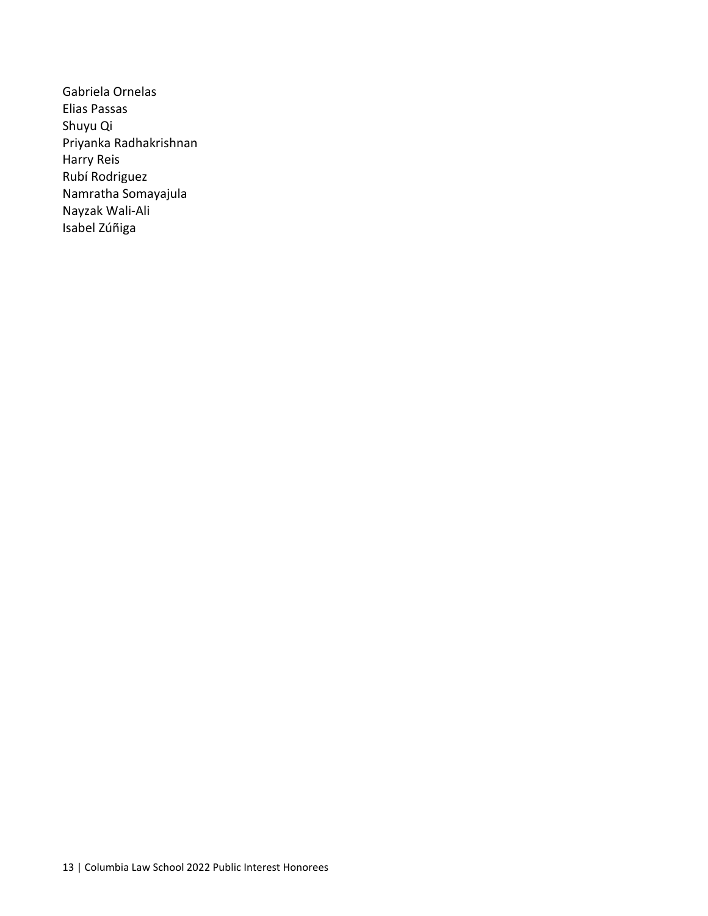Gabriela Ornelas
Elias Passas
Shuyu Qi
Priyanka Radhakrishnan
Harry Reis
Rubí Rodriguez
Namratha Somayajula
Nayzak Wali-Ali
Isabel Zúñiga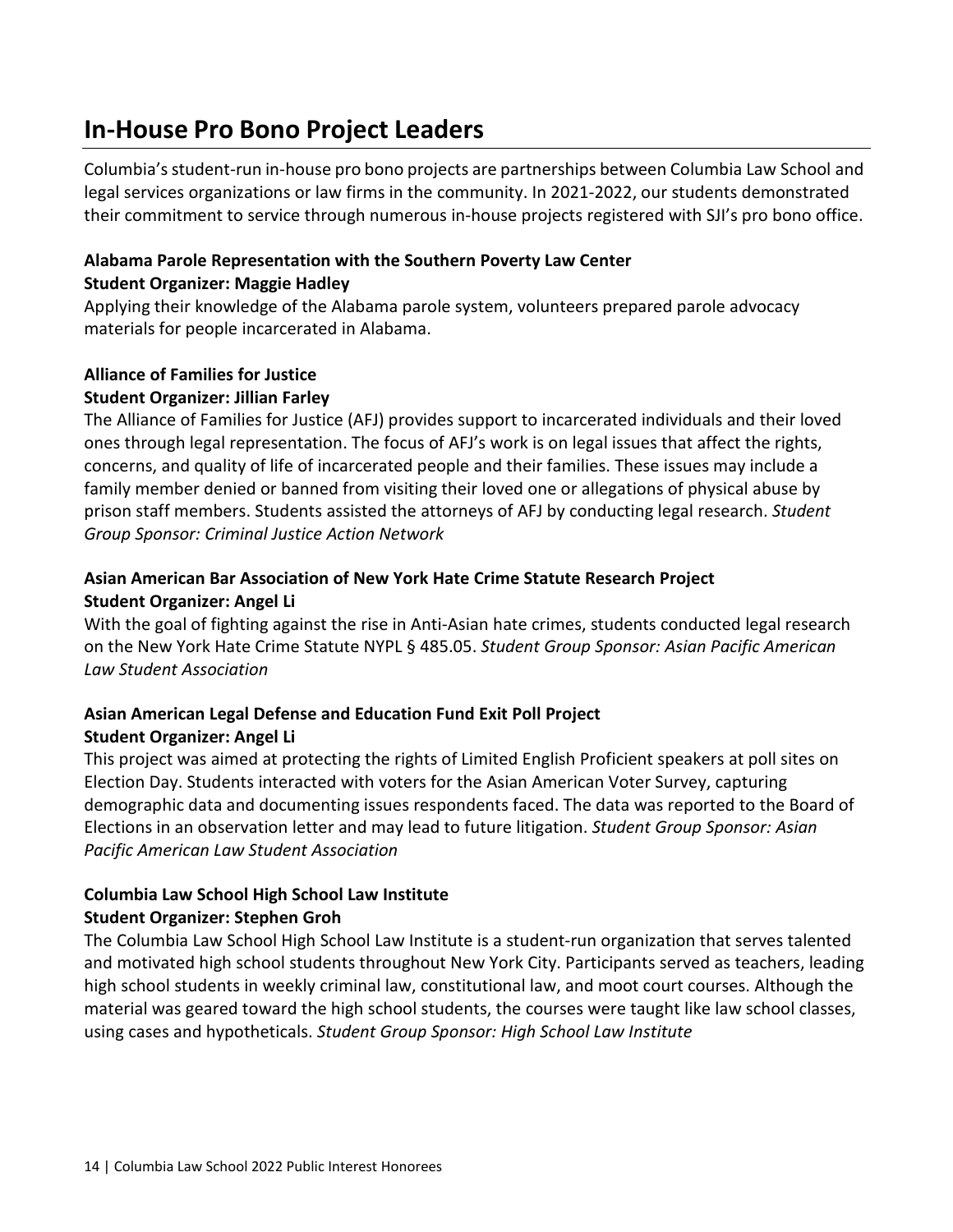## In-House Pro Bono Project Leaders

Columbia's student-run in-house pro bono projects are partnerships between Columbia Law School and legal services organizations or law firms in the community. In 2021-2022, our students demonstrated their commitment to service through numerous in-house projects registered with SJI's pro bono office.

**Alabama Parole Representation with the Southern Poverty Law Center**
**Student Organizer: Maggie Hadley**

Applying their knowledge of the Alabama parole system, volunteers prepared parole advocacy materials for people incarcerated in Alabama.

**Alliance of Families for Justice**
**Student Organizer: Jillian Farley**

The Alliance of Families for Justice (AFJ) provides support to incarcerated individuals and their loved ones through legal representation. The focus of AFJ's work is on legal issues that affect the rights, concerns, and quality of life of incarcerated people and their families. These issues may include a family member denied or banned from visiting their loved one or allegations of physical abuse by prison staff members. Students assisted the attorneys of AFJ by conducting legal research. *Student Group Sponsor: Criminal Justice Action Network*

**Asian American Bar Association of New York Hate Crime Statute Research Project**
**Student Organizer: Angel Li**

With the goal of fighting against the rise in Anti-Asian hate crimes, students conducted legal research on the New York Hate Crime Statute NYPL § 485.05. *Student Group Sponsor: Asian Pacific American Law Student Association*

**Asian American Legal Defense and Education Fund Exit Poll Project**
**Student Organizer: Angel Li**

This project was aimed at protecting the rights of Limited English Proficient speakers at poll sites on Election Day. Students interacted with voters for the Asian American Voter Survey, capturing demographic data and documenting issues respondents faced. The data was reported to the Board of Elections in an observation letter and may lead to future litigation. *Student Group Sponsor: Asian Pacific American Law Student Association*

**Columbia Law School High School Law Institute**
**Student Organizer: Stephen Groh**

The Columbia Law School High School Law Institute is a student-run organization that serves talented and motivated high school students throughout New York City. Participants served as teachers, leading high school students in weekly criminal law, constitutional law, and moot court courses. Although the material was geared toward the high school students, the courses were taught like law school classes, using cases and hypotheticals. *Student Group Sponsor: High School Law Institute*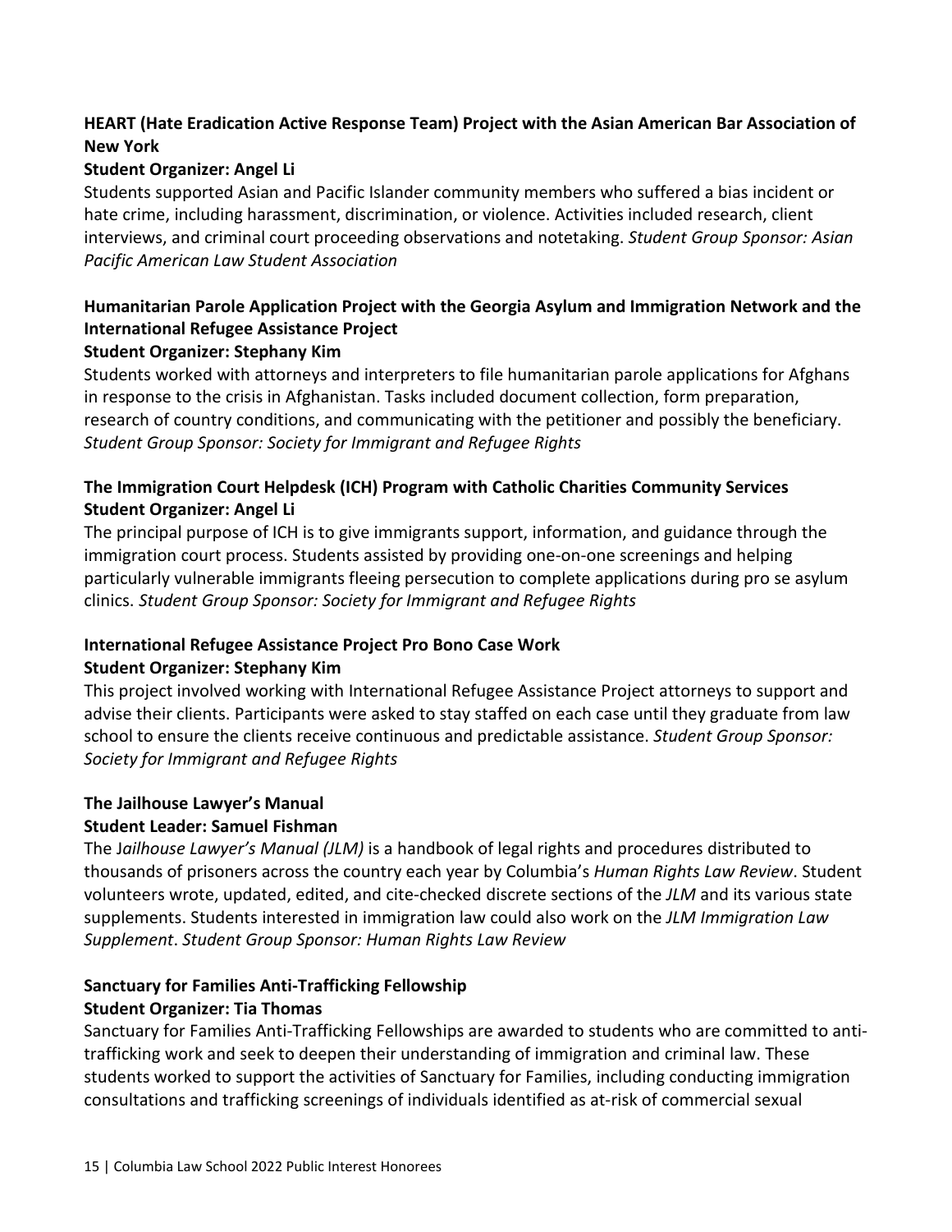**HEART (Hate Eradication Active Response Team) Project with the Asian American Bar Association of New York**
**Student Organizer: Angel Li**

Students supported Asian and Pacific Islander community members who suffered a bias incident or hate crime, including harassment, discrimination, or violence. Activities included research, client interviews, and criminal court proceeding observations and notetaking. *Student Group Sponsor: Asian Pacific American Law Student Association*

**Humanitarian Parole Application Project with the Georgia Asylum and Immigration Network and the International Refugee Assistance Project**
**Student Organizer: Stephany Kim**

Students worked with attorneys and interpreters to file humanitarian parole applications for Afghans in response to the crisis in Afghanistan. Tasks included document collection, form preparation, research of country conditions, and communicating with the petitioner and possibly the beneficiary. *Student Group Sponsor: Society for Immigrant and Refugee Rights*

**The Immigration Court Helpdesk (ICH) Program with Catholic Charities Community Services**
**Student Organizer: Angel Li**

The principal purpose of ICH is to give immigrants support, information, and guidance through the immigration court process. Students assisted by providing one-on-one screenings and helping particularly vulnerable immigrants fleeing persecution to complete applications during pro se asylum clinics. *Student Group Sponsor: Society for Immigrant and Refugee Rights*

**International Refugee Assistance Project Pro Bono Case Work**
**Student Organizer: Stephany Kim**

This project involved working with International Refugee Assistance Project attorneys to support and advise their clients. Participants were asked to stay staffed on each case until they graduate from law school to ensure the clients receive continuous and predictable assistance. *Student Group Sponsor: Society for Immigrant and Refugee Rights*

**The Jailhouse Lawyer's Manual**
**Student Leader: Samuel Fishman**

The *Jailhouse Lawyer's Manual (JLM)* is a handbook of legal rights and procedures distributed to thousands of prisoners across the country each year by Columbia's *Human Rights Law Review*. Student volunteers wrote, updated, edited, and cite-checked discrete sections of the *JLM* and its various state supplements. Students interested in immigration law could also work on the *JLM Immigration Law Supplement*. *Student Group Sponsor: Human Rights Law Review*

**Sanctuary for Families Anti-Trafficking Fellowship**
**Student Organizer: Tia Thomas**

Sanctuary for Families Anti-Trafficking Fellowships are awarded to students who are committed to anti-trafficking work and seek to deepen their understanding of immigration and criminal law. These students worked to support the activities of Sanctuary for Families, including conducting immigration consultations and trafficking screenings of individuals identified as at-risk of commercial sexual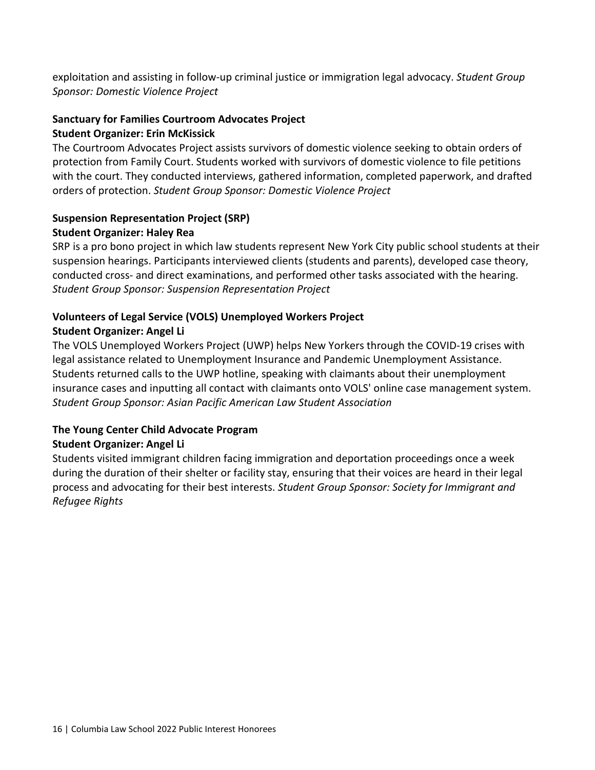exploitation and assisting in follow-up criminal justice or immigration legal advocacy. *Student Group Sponsor: Domestic Violence Project*

**Sanctuary for Families Courtroom Advocates Project**
**Student Organizer: Erin McKissick**

The Courtroom Advocates Project assists survivors of domestic violence seeking to obtain orders of protection from Family Court. Students worked with survivors of domestic violence to file petitions with the court. They conducted interviews, gathered information, completed paperwork, and drafted orders of protection. *Student Group Sponsor: Domestic Violence Project*

**Suspension Representation Project (SRP)**
**Student Organizer: Haley Rea**

SRP is a pro bono project in which law students represent New York City public school students at their suspension hearings. Participants interviewed clients (students and parents), developed case theory, conducted cross- and direct examinations, and performed other tasks associated with the hearing. *Student Group Sponsor: Suspension Representation Project*

**Volunteers of Legal Service (VOLS) Unemployed Workers Project**
**Student Organizer: Angel Li**

The VOLS Unemployed Workers Project (UWP) helps New Yorkers through the COVID-19 crises with legal assistance related to Unemployment Insurance and Pandemic Unemployment Assistance. Students returned calls to the UWP hotline, speaking with claimants about their unemployment insurance cases and inputting all contact with claimants onto VOLS' online case management system. *Student Group Sponsor: Asian Pacific American Law Student Association*

**The Young Center Child Advocate Program**
**Student Organizer: Angel Li**

Students visited immigrant children facing immigration and deportation proceedings once a week during the duration of their shelter or facility stay, ensuring that their voices are heard in their legal process and advocating for their best interests. *Student Group Sponsor: Society for Immigrant and Refugee Rights*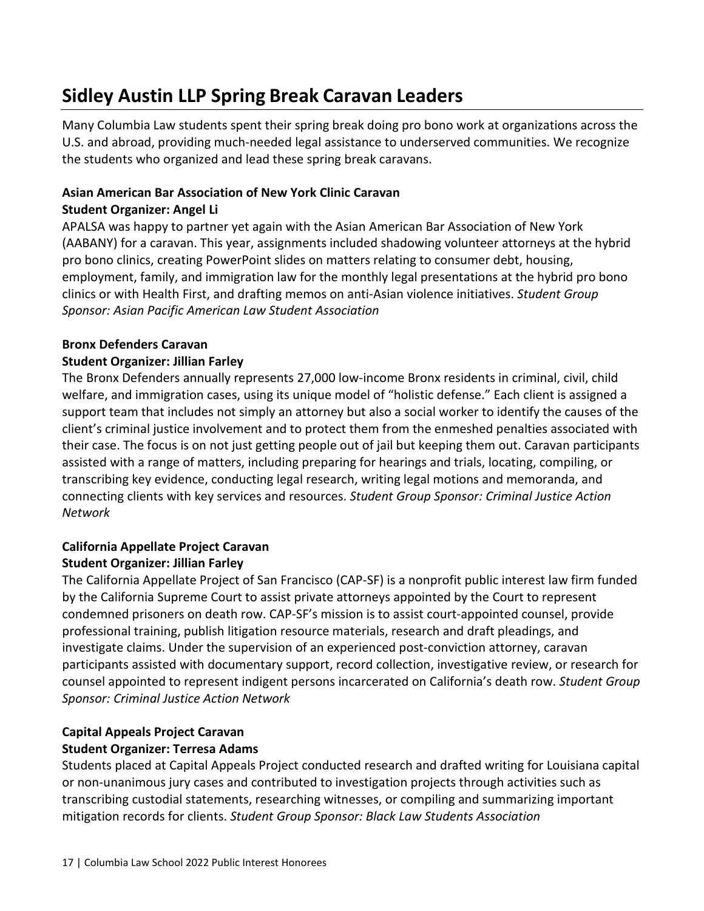# Sidley Austin LLP Spring Break Caravan Leaders

Many Columbia Law students spent their spring break doing pro bono work at organizations across the U.S. and abroad, providing much-needed legal assistance to underserved communities. We recognize the students who organized and lead these spring break caravans.

**Asian American Bar Association of New York Clinic Caravan**
**Student Organizer: Angel Li**

APALSA was happy to partner yet again with the Asian American Bar Association of New York (AABANY) for a caravan. This year, assignments included shadowing volunteer attorneys at the hybrid pro bono clinics, creating PowerPoint slides on matters relating to consumer debt, housing, employment, family, and immigration law for the monthly legal presentations at the hybrid pro bono clinics or with Health First, and drafting memos on anti-Asian violence initiatives. *Student Group Sponsor: Asian Pacific American Law Student Association*

**Bronx Defenders Caravan**
**Student Organizer: Jillian Farley**

The Bronx Defenders annually represents 27,000 low-income Bronx residents in criminal, civil, child welfare, and immigration cases, using its unique model of "holistic defense." Each client is assigned a support team that includes not simply an attorney but also a social worker to identify the causes of the client's criminal justice involvement and to protect them from the enmeshed penalties associated with their case. The focus is on not just getting people out of jail but keeping them out. Caravan participants assisted with a range of matters, including preparing for hearings and trials, locating, compiling, or transcribing key evidence, conducting legal research, writing legal motions and memoranda, and connecting clients with key services and resources. *Student Group Sponsor: Criminal Justice Action Network*

**California Appellate Project Caravan**
**Student Organizer: Jillian Farley**

The California Appellate Project of San Francisco (CAP-SF) is a nonprofit public interest law firm funded by the California Supreme Court to assist private attorneys appointed by the Court to represent condemned prisoners on death row. CAP-SF's mission is to assist court-appointed counsel, provide professional training, publish litigation resource materials, research and draft pleadings, and investigate claims. Under the supervision of an experienced post-conviction attorney, caravan participants assisted with documentary support, record collection, investigative review, or research for counsel appointed to represent indigent persons incarcerated on California's death row. *Student Group Sponsor: Criminal Justice Action Network*

**Capital Appeals Project Caravan**
**Student Organizer: Terresa Adams**

Students placed at Capital Appeals Project conducted research and drafted writing for Louisiana capital or non-unanimous jury cases and contributed to investigation projects through activities such as transcribing custodial statements, researching witnesses, or compiling and summarizing important mitigation records for clients. *Student Group Sponsor: Black Law Students Association*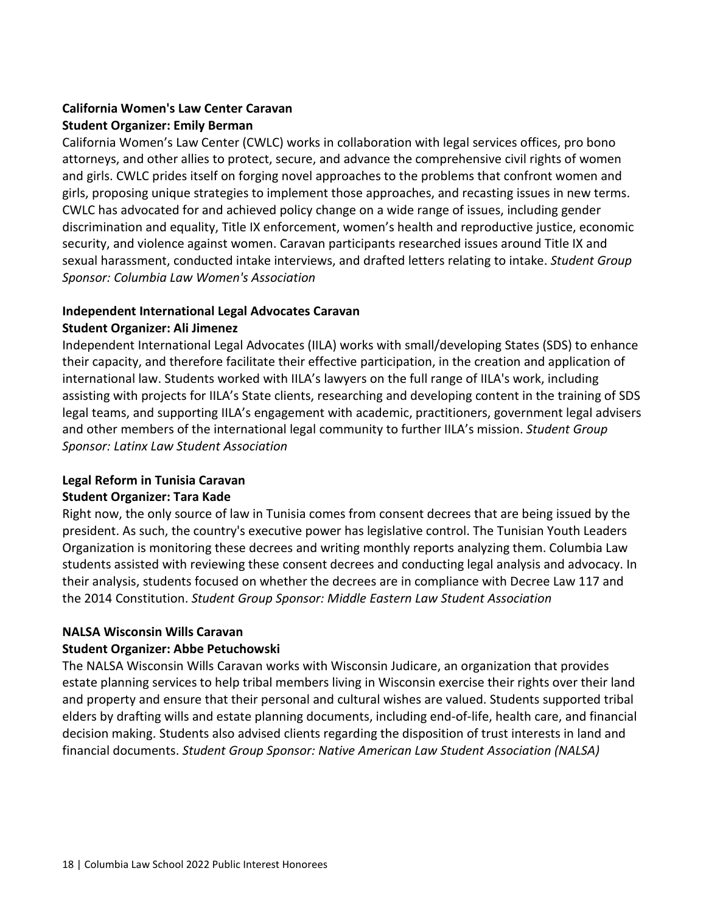**California Women's Law Center Caravan**
**Student Organizer: Emily Berman**

California Women's Law Center (CWLC) works in collaboration with legal services offices, pro bono attorneys, and other allies to protect, secure, and advance the comprehensive civil rights of women and girls. CWLC prides itself on forging novel approaches to the problems that confront women and girls, proposing unique strategies to implement those approaches, and recasting issues in new terms. CWLC has advocated for and achieved policy change on a wide range of issues, including gender discrimination and equality, Title IX enforcement, women's health and reproductive justice, economic security, and violence against women. Caravan participants researched issues around Title IX and sexual harassment, conducted intake interviews, and drafted letters relating to intake. *Student Group Sponsor: Columbia Law Women's Association*

**Independent International Legal Advocates Caravan**
**Student Organizer: Ali Jimenez**

Independent International Legal Advocates (IILA) works with small/developing States (SDS) to enhance their capacity, and therefore facilitate their effective participation, in the creation and application of international law. Students worked with IILA's lawyers on the full range of IILA's work, including assisting with projects for IILA's State clients, researching and developing content in the training of SDS legal teams, and supporting IILA's engagement with academic, practitioners, government legal advisers and other members of the international legal community to further IILA's mission. *Student Group Sponsor: Latinx Law Student Association*

**Legal Reform in Tunisia Caravan**
**Student Organizer: Tara Kade**

Right now, the only source of law in Tunisia comes from consent decrees that are being issued by the president. As such, the country's executive power has legislative control. The Tunisian Youth Leaders Organization is monitoring these decrees and writing monthly reports analyzing them. Columbia Law students assisted with reviewing these consent decrees and conducting legal analysis and advocacy. In their analysis, students focused on whether the decrees are in compliance with Decree Law 117 and the 2014 Constitution. *Student Group Sponsor: Middle Eastern Law Student Association*

**NALSA Wisconsin Wills Caravan**
**Student Organizer: Abbe Petuchowski**

The NALSA Wisconsin Wills Caravan works with Wisconsin Judicare, an organization that provides estate planning services to help tribal members living in Wisconsin exercise their rights over their land and property and ensure that their personal and cultural wishes are valued. Students supported tribal elders by drafting wills and estate planning documents, including end-of-life, health care, and financial decision making. Students also advised clients regarding the disposition of trust interests in land and financial documents. *Student Group Sponsor: Native American Law Student Association (NALSA)*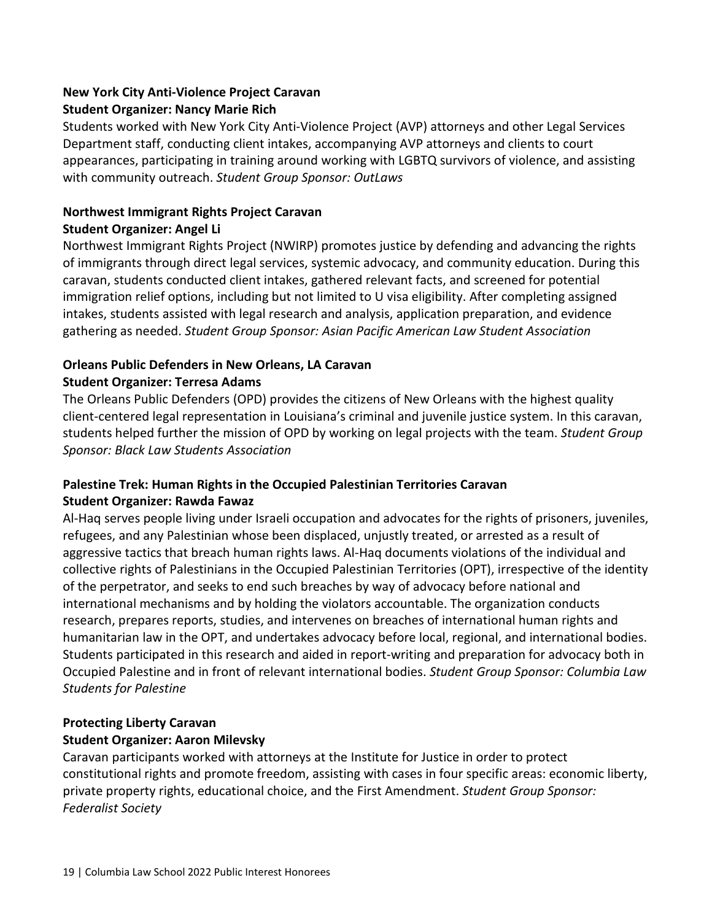**New York City Anti-Violence Project Caravan**
**Student Organizer: Nancy Marie Rich**

Students worked with New York City Anti-Violence Project (AVP) attorneys and other Legal Services Department staff, conducting client intakes, accompanying AVP attorneys and clients to court appearances, participating in training around working with LGBTQ survivors of violence, and assisting with community outreach. *Student Group Sponsor: OutLaws*

**Northwest Immigrant Rights Project Caravan**
**Student Organizer: Angel Li**

Northwest Immigrant Rights Project (NWIRP) promotes justice by defending and advancing the rights of immigrants through direct legal services, systemic advocacy, and community education. During this caravan, students conducted client intakes, gathered relevant facts, and screened for potential immigration relief options, including but not limited to U visa eligibility. After completing assigned intakes, students assisted with legal research and analysis, application preparation, and evidence gathering as needed. *Student Group Sponsor: Asian Pacific American Law Student Association*

**Orleans Public Defenders in New Orleans, LA Caravan**
**Student Organizer: Terresa Adams**

The Orleans Public Defenders (OPD) provides the citizens of New Orleans with the highest quality client-centered legal representation in Louisiana's criminal and juvenile justice system. In this caravan, students helped further the mission of OPD by working on legal projects with the team. *Student Group Sponsor: Black Law Students Association*

**Palestine Trek: Human Rights in the Occupied Palestinian Territories Caravan**
**Student Organizer: Rawda Fawaz**

Al-Haq serves people living under Israeli occupation and advocates for the rights of prisoners, juveniles, refugees, and any Palestinian whose been displaced, unjustly treated, or arrested as a result of aggressive tactics that breach human rights laws. Al-Haq documents violations of the individual and collective rights of Palestinians in the Occupied Palestinian Territories (OPT), irrespective of the identity of the perpetrator, and seeks to end such breaches by way of advocacy before national and international mechanisms and by holding the violators accountable. The organization conducts research, prepares reports, studies, and intervenes on breaches of international human rights and humanitarian law in the OPT, and undertakes advocacy before local, regional, and international bodies. Students participated in this research and aided in report-writing and preparation for advocacy both in Occupied Palestine and in front of relevant international bodies. *Student Group Sponsor: Columbia Law Students for Palestine*

**Protecting Liberty Caravan**
**Student Organizer: Aaron Milevsky**

Caravan participants worked with attorneys at the Institute for Justice in order to protect constitutional rights and promote freedom, assisting with cases in four specific areas: economic liberty, private property rights, educational choice, and the First Amendment. *Student Group Sponsor: Federalist Society*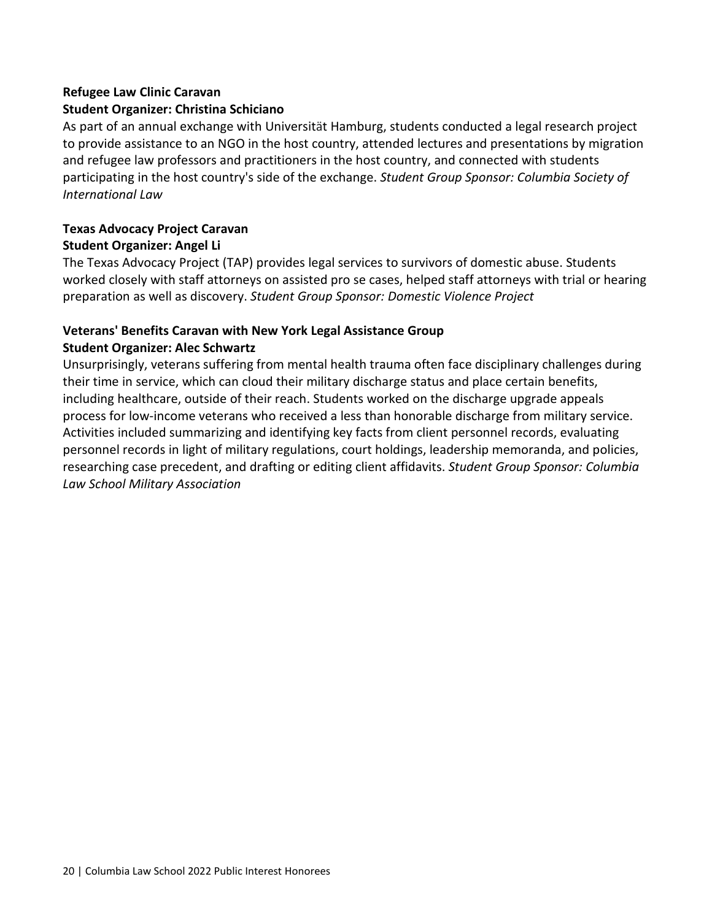**Refugee Law Clinic Caravan**
**Student Organizer: Christina Schiciano**

As part of an annual exchange with Universität Hamburg, students conducted a legal research project to provide assistance to an NGO in the host country, attended lectures and presentations by migration and refugee law professors and practitioners in the host country, and connected with students participating in the host country's side of the exchange. *Student Group Sponsor: Columbia Society of International Law*

**Texas Advocacy Project Caravan**
**Student Organizer: Angel Li**

The Texas Advocacy Project (TAP) provides legal services to survivors of domestic abuse. Students worked closely with staff attorneys on assisted pro se cases, helped staff attorneys with trial or hearing preparation as well as discovery. *Student Group Sponsor: Domestic Violence Project*

**Veterans' Benefits Caravan with New York Legal Assistance Group**
**Student Organizer: Alec Schwartz**

Unsurprisingly, veterans suffering from mental health trauma often face disciplinary challenges during their time in service, which can cloud their military discharge status and place certain benefits, including healthcare, outside of their reach. Students worked on the discharge upgrade appeals process for low-income veterans who received a less than honorable discharge from military service. Activities included summarizing and identifying key facts from client personnel records, evaluating personnel records in light of military regulations, court holdings, leadership memoranda, and policies, researching case precedent, and drafting or editing client affidavits. *Student Group Sponsor: Columbia Law School Military Association*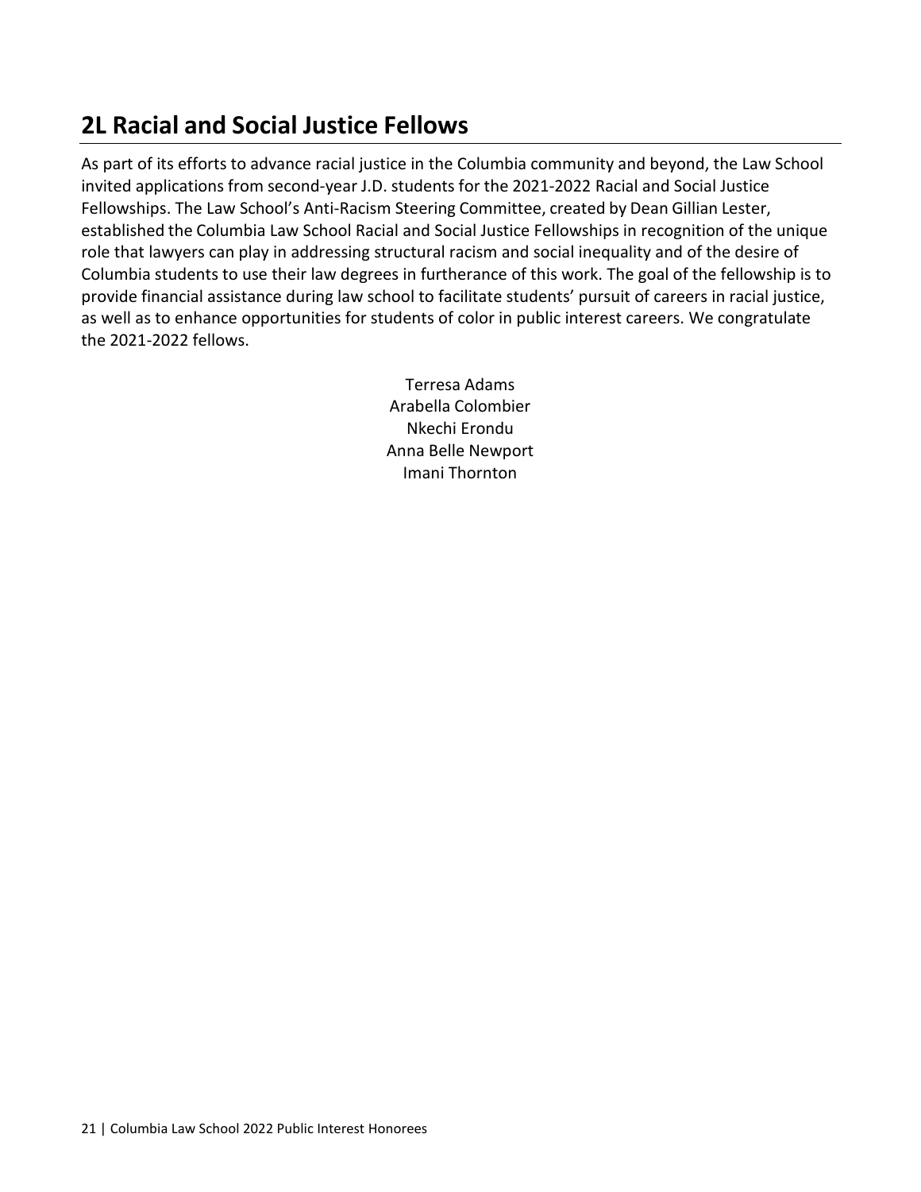## 2L Racial and Social Justice Fellows

As part of its efforts to advance racial justice in the Columbia community and beyond, the Law School invited applications from second-year J.D. students for the 2021-2022 Racial and Social Justice Fellowships. The Law School's Anti-Racism Steering Committee, created by Dean Gillian Lester, established the Columbia Law School Racial and Social Justice Fellowships in recognition of the unique role that lawyers can play in addressing structural racism and social inequality and of the desire of Columbia students to use their law degrees in furtherance of this work. The goal of the fellowship is to provide financial assistance during law school to facilitate students' pursuit of careers in racial justice, as well as to enhance opportunities for students of color in public interest careers. We congratulate the 2021-2022 fellows.

Terresa Adams
Arabella Colombier
Nkechi Erondu
Anna Belle Newport
Imani Thornton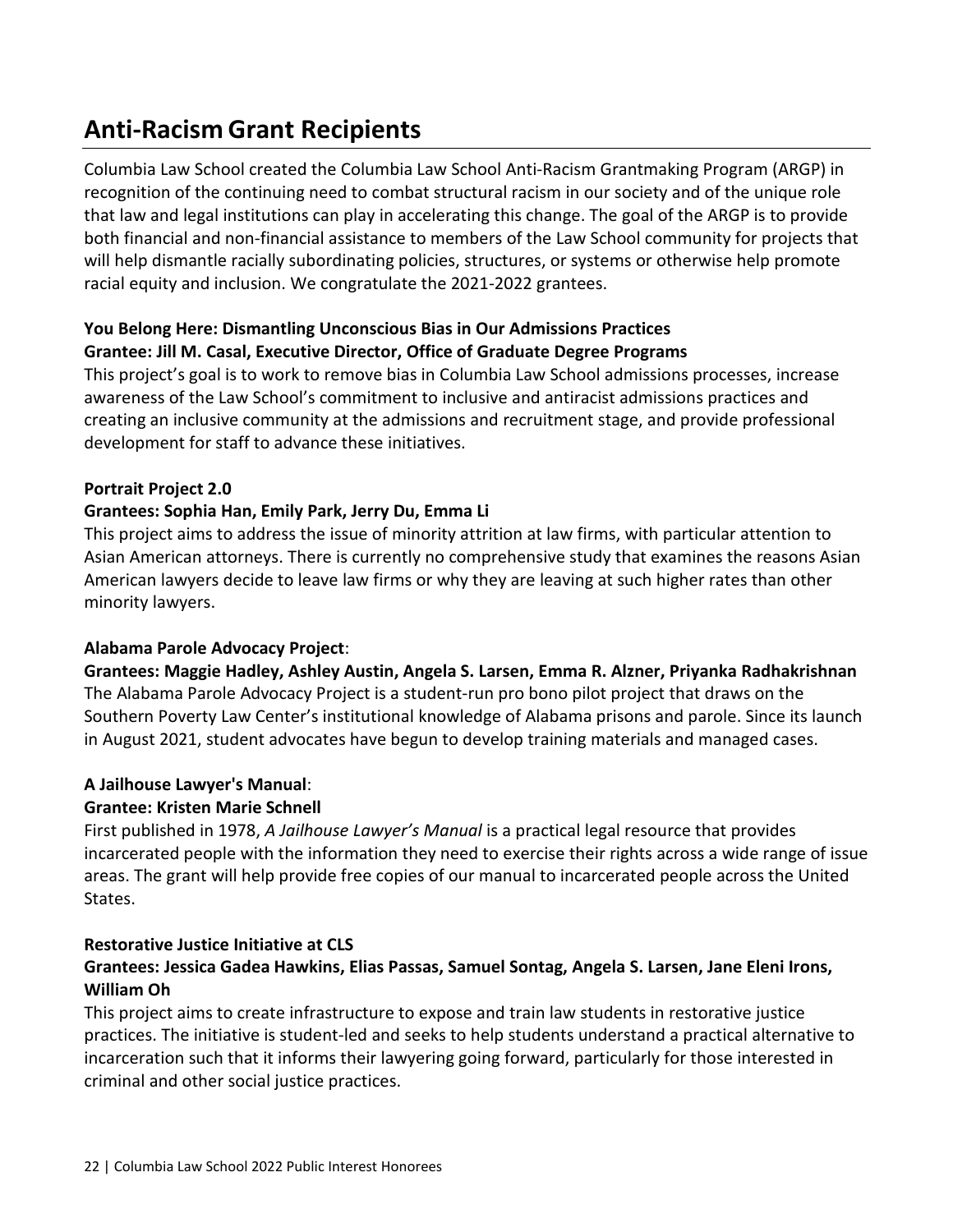# Anti-Racism Grant Recipients

Columbia Law School created the Columbia Law School Anti-Racism Grantmaking Program (ARGP) in recognition of the continuing need to combat structural racism in our society and of the unique role that law and legal institutions can play in accelerating this change. The goal of the ARGP is to provide both financial and non-financial assistance to members of the Law School community for projects that will help dismantle racially subordinating policies, structures, or systems or otherwise help promote racial equity and inclusion. We congratulate the 2021-2022 grantees.

**You Belong Here: Dismantling Unconscious Bias in Our Admissions Practices**
**Grantee: Jill M. Casal, Executive Director, Office of Graduate Degree Programs**

This project's goal is to work to remove bias in Columbia Law School admissions processes, increase awareness of the Law School's commitment to inclusive and antiracist admissions practices and creating an inclusive community at the admissions and recruitment stage, and provide professional development for staff to advance these initiatives.

**Portrait Project 2.0**
**Grantees: Sophia Han, Emily Park, Jerry Du, Emma Li**

This project aims to address the issue of minority attrition at law firms, with particular attention to Asian American attorneys. There is currently no comprehensive study that examines the reasons Asian American lawyers decide to leave law firms or why they are leaving at such higher rates than other minority lawyers.

**Alabama Parole Advocacy Project**:
**Grantees: Maggie Hadley, Ashley Austin, Angela S. Larsen, Emma R. Alzner, Priyanka Radhakrishnan**

The Alabama Parole Advocacy Project is a student-run pro bono pilot project that draws on the Southern Poverty Law Center's institutional knowledge of Alabama prisons and parole. Since its launch in August 2021, student advocates have begun to develop training materials and managed cases.

**A Jailhouse Lawyer's Manual**:
**Grantee: Kristen Marie Schnell**

First published in 1978, *A Jailhouse Lawyer's Manual* is a practical legal resource that provides incarcerated people with the information they need to exercise their rights across a wide range of issue areas. The grant will help provide free copies of our manual to incarcerated people across the United States.

**Restorative Justice Initiative at CLS**
**Grantees: Jessica Gadea Hawkins, Elias Passas, Samuel Sontag, Angela S. Larsen, Jane Eleni Irons, William Oh**

This project aims to create infrastructure to expose and train law students in restorative justice practices. The initiative is student-led and seeks to help students understand a practical alternative to incarceration such that it informs their lawyering going forward, particularly for those interested in criminal and other social justice practices.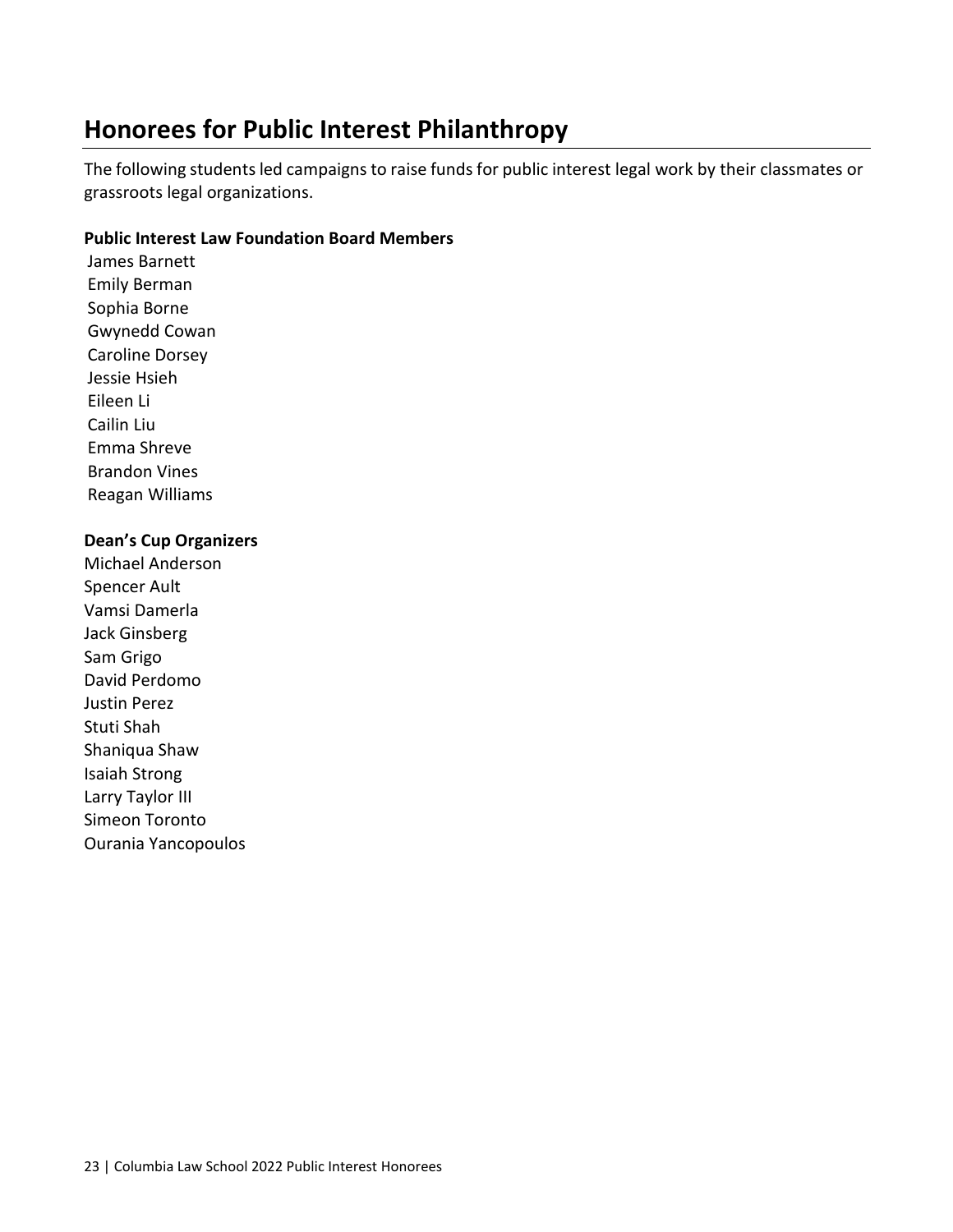## Honorees for Public Interest Philanthropy

The following students led campaigns to raise funds for public interest legal work by their classmates or grassroots legal organizations.

**Public Interest Law Foundation Board Members**

James Barnett
Emily Berman
Sophia Borne
Gwynedd Cowan
Caroline Dorsey
Jessie Hsieh
Eileen Li
Cailin Liu
Emma Shreve
Brandon Vines
Reagan Williams

**Dean's Cup Organizers**

Michael Anderson
Spencer Ault
Vamsi Damerla
Jack Ginsberg
Sam Grigo
David Perdomo
Justin Perez
Stuti Shah
Shaniqua Shaw
Isaiah Strong
Larry Taylor III
Simeon Toronto
Ourania Yancopoulos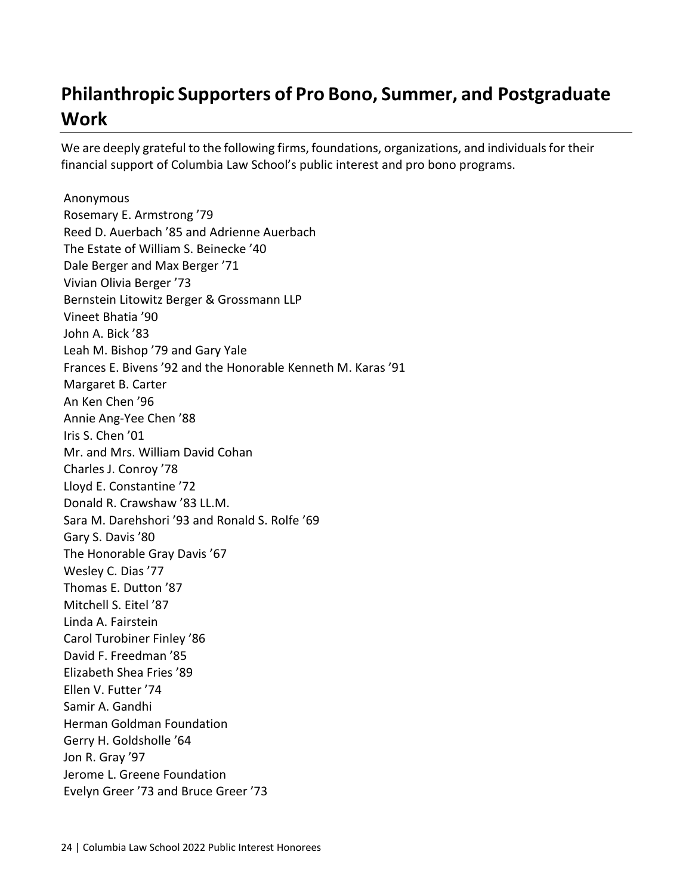## Philanthropic Supporters of Pro Bono, Summer, and Postgraduate Work

We are deeply grateful to the following firms, foundations, organizations, and individuals for their financial support of Columbia Law School's public interest and pro bono programs.

Anonymous
Rosemary E. Armstrong '79
Reed D. Auerbach '85 and Adrienne Auerbach
The Estate of William S. Beinecke '40
Dale Berger and Max Berger '71
Vivian Olivia Berger '73
Bernstein Litowitz Berger & Grossmann LLP
Vineet Bhatia '90
John A. Bick '83
Leah M. Bishop '79 and Gary Yale
Frances E. Bivens '92 and the Honorable Kenneth M. Karas '91
Margaret B. Carter
An Ken Chen '96
Annie Ang-Yee Chen '88
Iris S. Chen '01
Mr. and Mrs. William David Cohan
Charles J. Conroy '78
Lloyd E. Constantine '72
Donald R. Crawshaw '83 LL.M.
Sara M. Darehshori '93 and Ronald S. Rolfe '69
Gary S. Davis '80
The Honorable Gray Davis '67
Wesley C. Dias '77
Thomas E. Dutton '87
Mitchell S. Eitel '87
Linda A. Fairstein
Carol Turobiner Finley '86
David F. Freedman '85
Elizabeth Shea Fries '89
Ellen V. Futter '74
Samir A. Gandhi
Herman Goldman Foundation
Gerry H. Goldsholle '64
Jon R. Gray '97
Jerome L. Greene Foundation
Evelyn Greer '73 and Bruce Greer '73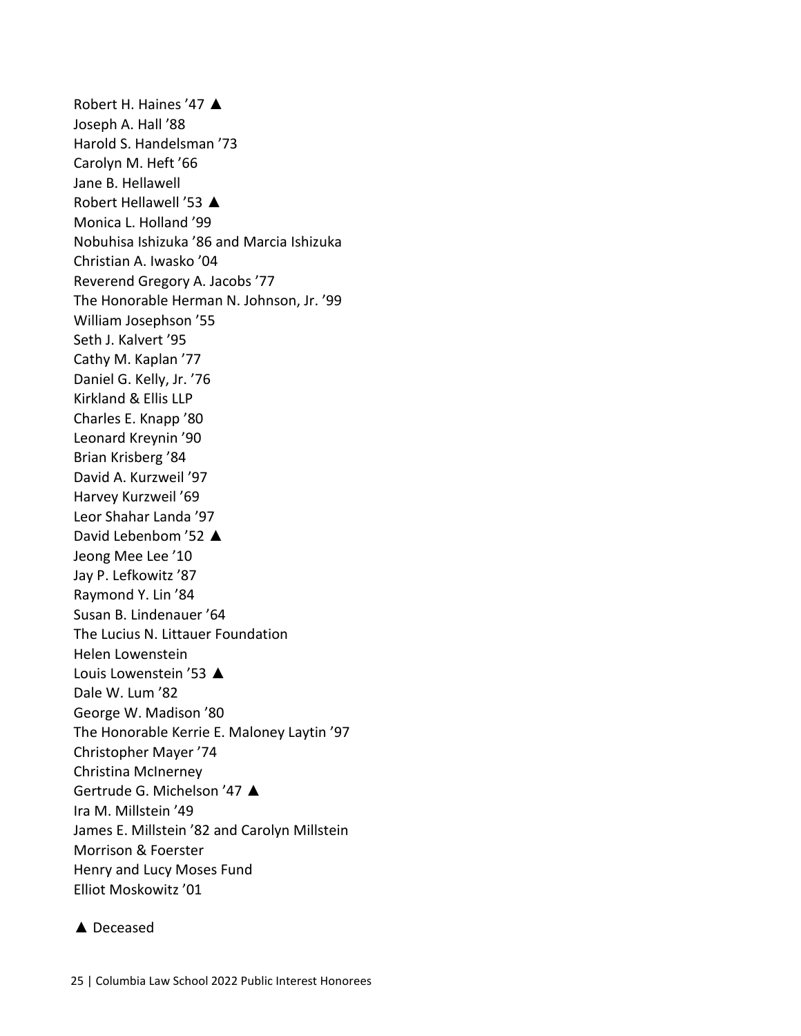Robert H. Haines ’47 ▲  
Joseph A. Hall ’88  
Harold S. Handelsman ’73  
Carolyn M. Heft ’66  
Jane B. Hellawell  
Robert Hellawell ’53 ▲  
Monica L. Holland ’99  
Nobuhisa Ishizuka ’86 and Marcia Ishizuka  
Christian A. Iwasko ’04  
Reverend Gregory A. Jacobs ’77  
The Honorable Herman N. Johnson, Jr. ’99  
William Josephson ’55  
Seth J. Kalvert ’95  
Cathy M. Kaplan ’77  
Daniel G. Kelly, Jr. ’76  
Kirkland & Ellis LLP  
Charles E. Knapp ’80  
Leonard Kreynin ’90  
Brian Krisberg ’84  
David A. Kurzweil ’97  
Harvey Kurzweil ’69  
Leor Shahar Landa ’97  
David Lebenbom ’52 ▲  
Jeong Mee Lee ’10  
Jay P. Lefkowitz ’87  
Raymond Y. Lin ’84  
Susan B. Lindenauer ’64  
The Lucius N. Littauer Foundation  
Helen Lowenstein  
Louis Lowenstein ’53 ▲  
Dale W. Lum ’82  
George W. Madison ’80  
The Honorable Kerrie E. Maloney Laytin ’97  
Christopher Mayer ’74  
Christina McInerney  
Gertrude G. Michelson ’47 ▲  
Ira M. Millstein ’49  
James E. Millstein ’82 and Carolyn Millstein  
Morrison & Foerster  
Henry and Lucy Moses Fund  
Elliot Moskowitz ’01

▲ Deceased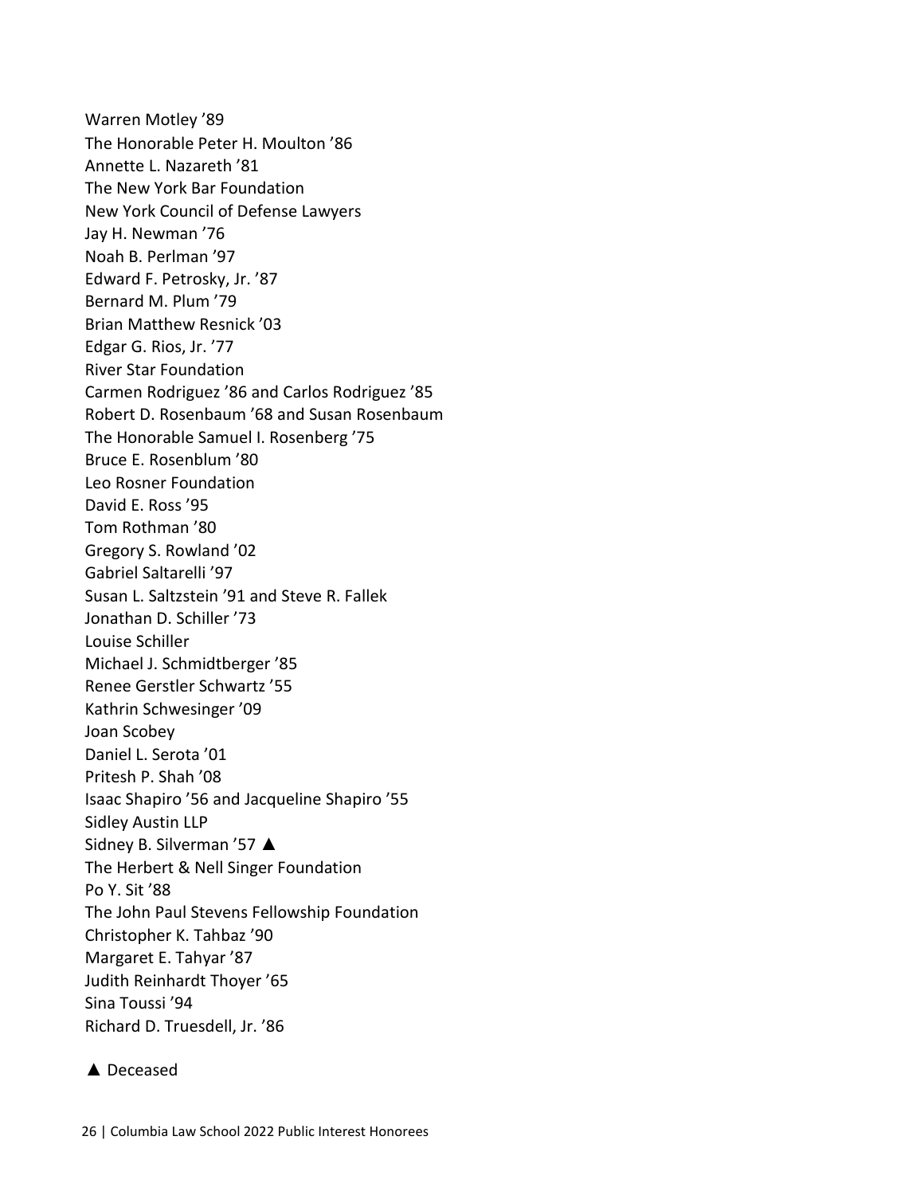Warren Motley ’89
The Honorable Peter H. Moulton ’86
Annette L. Nazareth ’81
The New York Bar Foundation
New York Council of Defense Lawyers
Jay H. Newman ’76
Noah B. Perlman ’97
Edward F. Petrosky, Jr. ’87
Bernard M. Plum ’79
Brian Matthew Resnick ’03
Edgar G. Rios, Jr. ’77
River Star Foundation
Carmen Rodriguez ’86 and Carlos Rodriguez ’85
Robert D. Rosenbaum ’68 and Susan Rosenbaum
The Honorable Samuel I. Rosenberg ’75
Bruce E. Rosenblum ’80
Leo Rosner Foundation
David E. Ross ’95
Tom Rothman ’80
Gregory S. Rowland ’02
Gabriel Saltarelli ’97
Susan L. Saltzstein ’91 and Steve R. Fallek
Jonathan D. Schiller ’73
Louise Schiller
Michael J. Schmidtberger ’85
Renee Gerstler Schwartz ’55
Kathrin Schwesinger ’09
Joan Scobey
Daniel L. Serota ’01
Pritesh P. Shah ’08
Isaac Shapiro ’56 and Jacqueline Shapiro ’55
Sidley Austin LLP
Sidney B. Silverman ’57 ▲
The Herbert & Nell Singer Foundation
Po Y. Sit ’88
The John Paul Stevens Fellowship Foundation
Christopher K. Tahbaz ’90
Margaret E. Tahyar ’87
Judith Reinhardt Thoyer ’65
Sina Toussi ’94
Richard D. Truesdell, Jr. ’86

▲ Deceased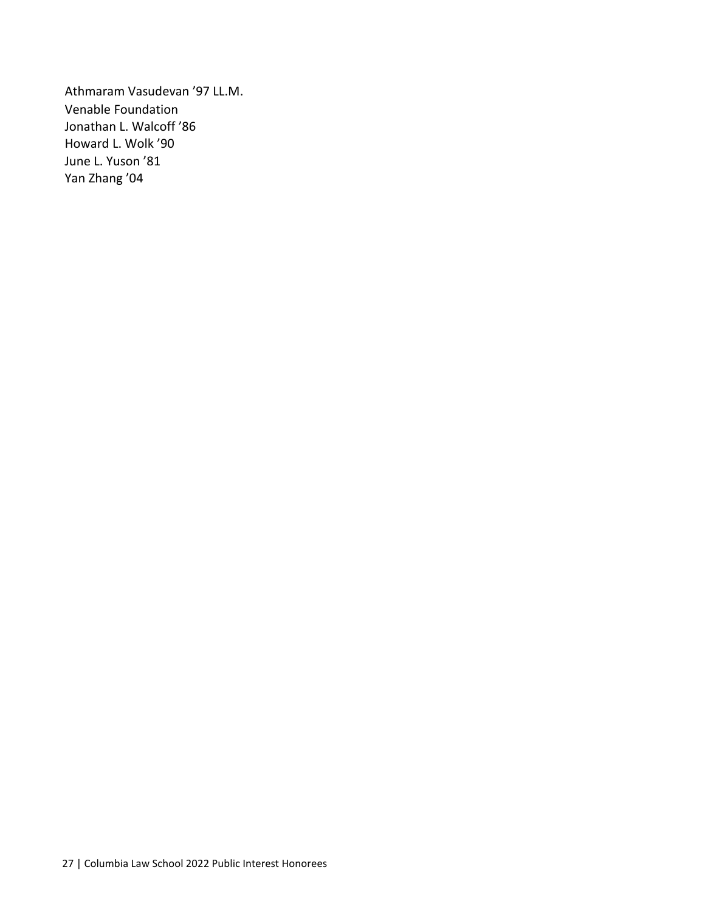Athmaram Vasudevan ’97 LL.M.
Venable Foundation
Jonathan L. Walcoff ’86
Howard L. Wolk ’90
June L. Yuson ’81
Yan Zhang ’04